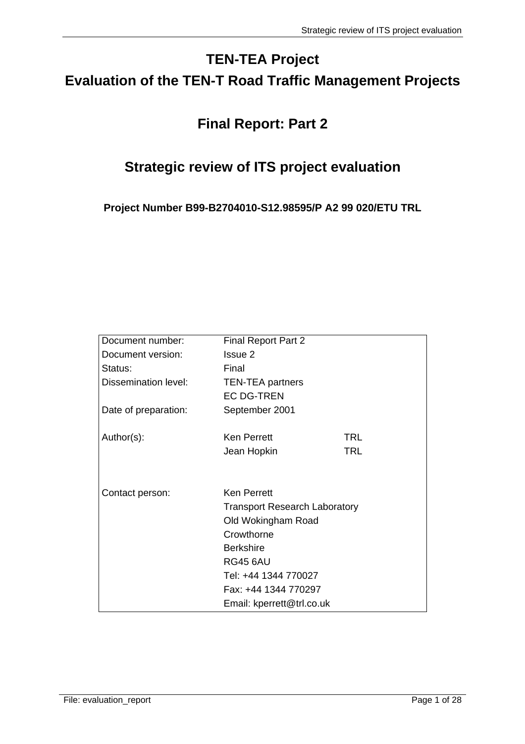# TEN-TEA Project

# Evaluation of the TEN-T Road Traffic Management Projects

## Final Report: Part 2

## Strategic review of ITS project evaluation

**Project Number B99-B2704010-S12.98595/P A2 99 020/ETU TRL**

| | | |
|---|---|---|
| Document number: | Final Report Part 2 | |
| Document version: | Issue 2 | |
| Status: | Final | |
| Dissemination level: | TEN-TEA partners | |
| | EC DG-TREN | |
| Date of preparation: | September 2001 | |
| Author(s): | Ken Perrett | TRL |
| | Jean Hopkin | TRL |
| Contact person: | Ken Perrett | |
| | Transport Research Laboratory | |
| | Old Wokingham Road | |
| | Crowthorne | |
| | Berkshire | |
| | RG45 6AU | |
| | Tel: +44 1344 770027 | |
| | Fax: +44 1344 770297 | |
| | Email: kperrett@trl.co.uk | |

File: evaluation_report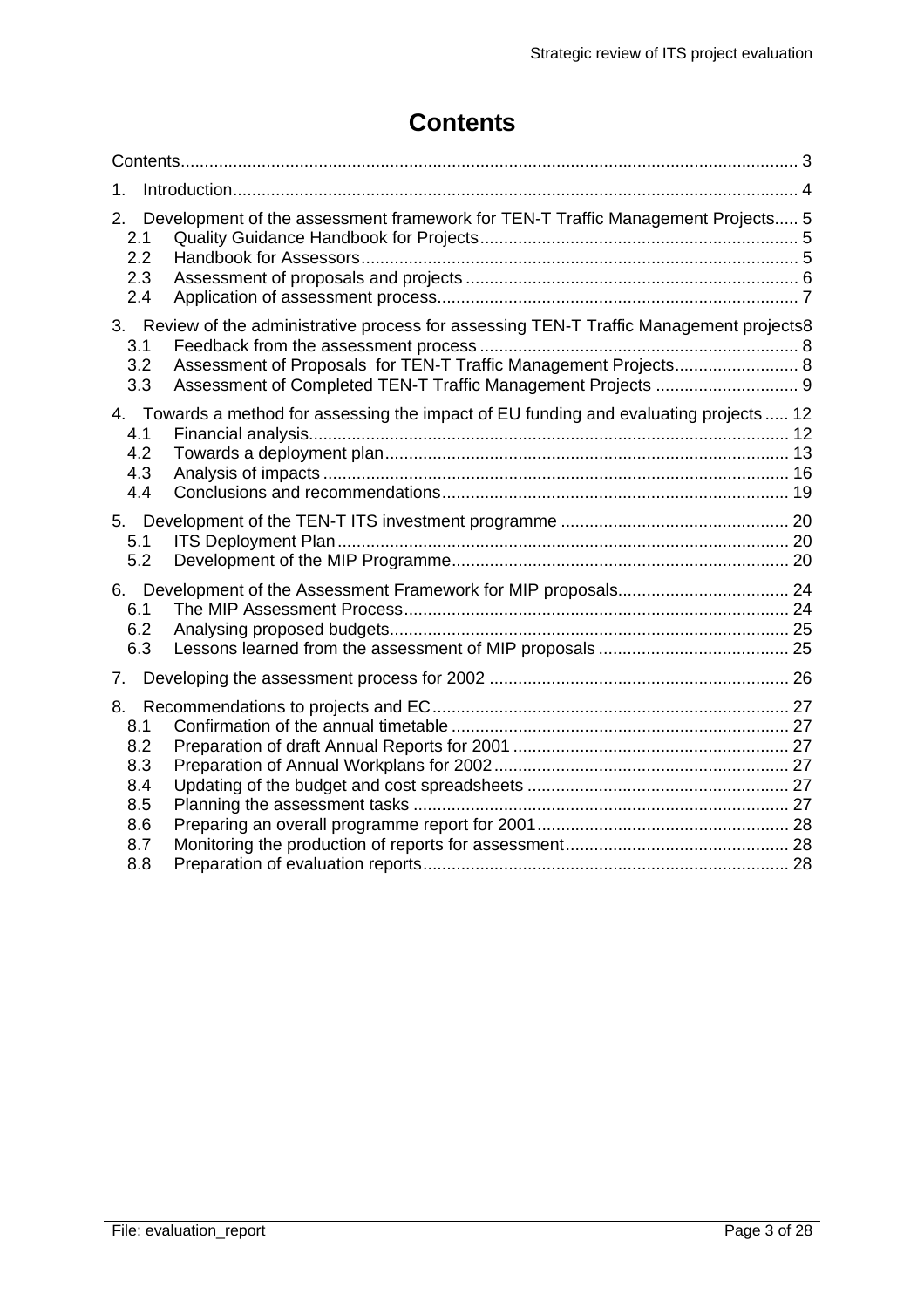# Contents

Contents ... 3

1. Introduction ... 4

2. Development of the assessment framework for TEN-T Traffic Management Projects ... 5
   - 2.1 Quality Guidance Handbook for Projects ... 5
   - 2.2 Handbook for Assessors ... 5
   - 2.3 Assessment of proposals and projects ... 6
   - 2.4 Application of assessment process ... 7

3. Review of the administrative process for assessing TEN-T Traffic Management projects 8
   - 3.1 Feedback from the assessment process ... 8
   - 3.2 Assessment of Proposals for TEN-T Traffic Management Projects ... 8
   - 3.3 Assessment of Completed TEN-T Traffic Management Projects ... 9

4. Towards a method for assessing the impact of EU funding and evaluating projects ... 12
   - 4.1 Financial analysis ... 12
   - 4.2 Towards a deployment plan ... 13
   - 4.3 Analysis of impacts ... 16
   - 4.4 Conclusions and recommendations ... 19

5. Development of the TEN-T ITS investment programme ... 20
   - 5.1 ITS Deployment Plan ... 20
   - 5.2 Development of the MIP Programme ... 20

6. Development of the Assessment Framework for MIP proposals ... 24
   - 6.1 The MIP Assessment Process ... 24
   - 6.2 Analysing proposed budgets ... 25
   - 6.3 Lessons learned from the assessment of MIP proposals ... 25

7. Developing the assessment process for 2002 ... 26

8. Recommendations to projects and EC ... 27
   - 8.1 Confirmation of the annual timetable ... 27
   - 8.2 Preparation of draft Annual Reports for 2001 ... 27
   - 8.3 Preparation of Annual Workplans for 2002 ... 27
   - 8.4 Updating of the budget and cost spreadsheets ... 27
   - 8.5 Planning the assessment tasks ... 27
   - 8.6 Preparing an overall programme report for 2001 ... 28
   - 8.7 Monitoring the production of reports for assessment ... 28
   - 8.8 Preparation of evaluation reports ... 28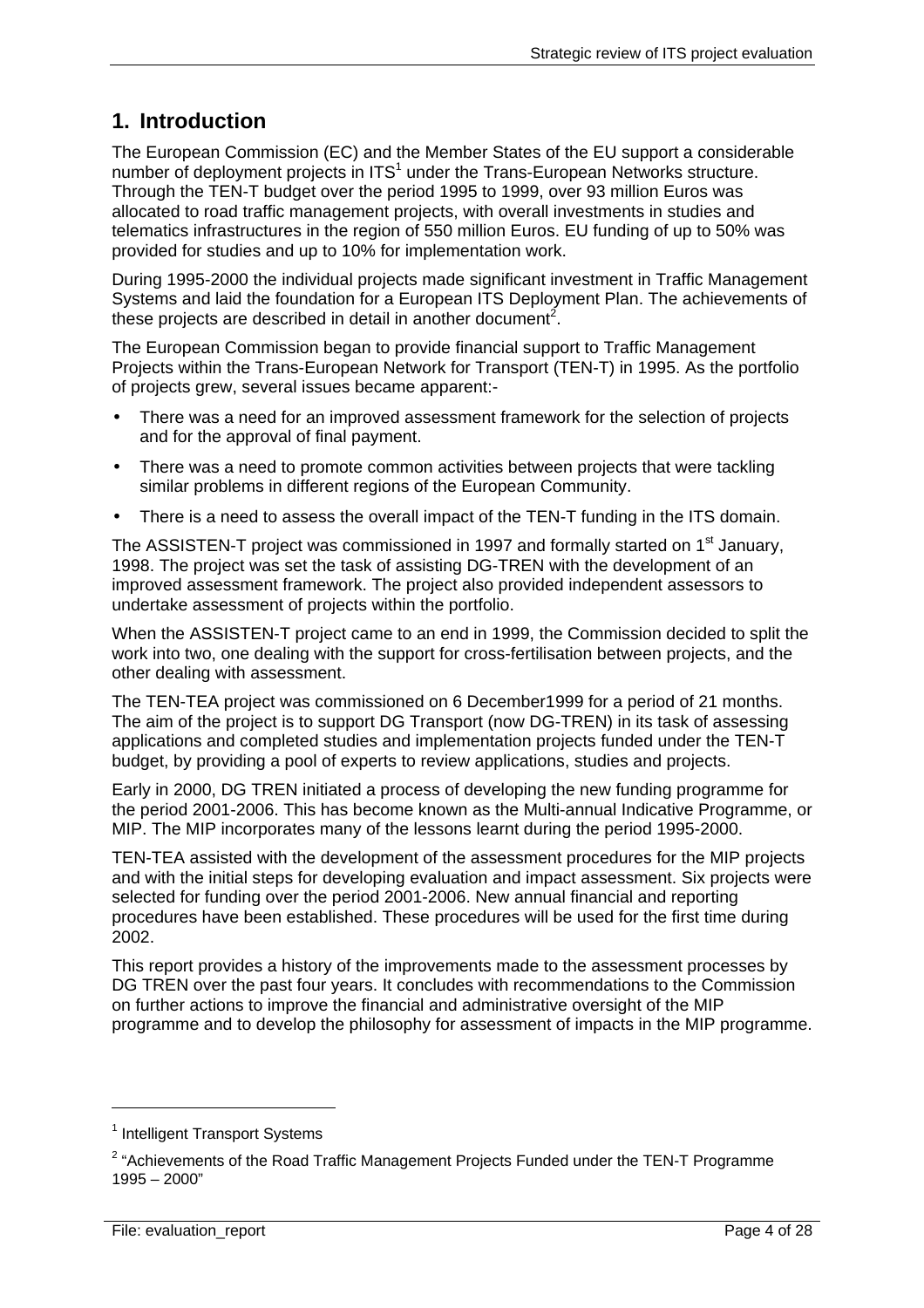# 1. Introduction

The European Commission (EC) and the Member States of the EU support a considerable number of deployment projects in ITS[1] under the Trans-European Networks structure. Through the TEN-T budget over the period 1995 to 1999, over 93 million Euros was allocated to road traffic management projects, with overall investments in studies and telematics infrastructures in the region of 550 million Euros. EU funding of up to 50% was provided for studies and up to 10% for implementation work.

During 1995-2000 the individual projects made significant investment in Traffic Management Systems and laid the foundation for a European ITS Deployment Plan. The achievements of these projects are described in detail in another document[2].

The European Commission began to provide financial support to Traffic Management Projects within the Trans-European Network for Transport (TEN-T) in 1995. As the portfolio of projects grew, several issues became apparent:-

- There was a need for an improved assessment framework for the selection of projects and for the approval of final payment.
- There was a need to promote common activities between projects that were tackling similar problems in different regions of the European Community.
- There is a need to assess the overall impact of the TEN-T funding in the ITS domain.

The ASSISTEN-T project was commissioned in 1997 and formally started on 1st January, 1998. The project was set the task of assisting DG-TREN with the development of an improved assessment framework. The project also provided independent assessors to undertake assessment of projects within the portfolio.

When the ASSISTEN-T project came to an end in 1999, the Commission decided to split the work into two, one dealing with the support for cross-fertilisation between projects, and the other dealing with assessment.

The TEN-TEA project was commissioned on 6 December1999 for a period of 21 months. The aim of the project is to support DG Transport (now DG-TREN) in its task of assessing applications and completed studies and implementation projects funded under the TEN-T budget, by providing a pool of experts to review applications, studies and projects.

Early in 2000, DG TREN initiated a process of developing the new funding programme for the period 2001-2006. This has become known as the Multi-annual Indicative Programme, or MIP. The MIP incorporates many of the lessons learnt during the period 1995-2000.

TEN-TEA assisted with the development of the assessment procedures for the MIP projects and with the initial steps for developing evaluation and impact assessment. Six projects were selected for funding over the period 2001-2006. New annual financial and reporting procedures have been established. These procedures will be used for the first time during 2002.

This report provides a history of the improvements made to the assessment processes by DG TREN over the past four years. It concludes with recommendations to the Commission on further actions to improve the financial and administrative oversight of the MIP programme and to develop the philosophy for assessment of impacts in the MIP programme.

---

[1] Intelligent Transport Systems

[2] "Achievements of the Road Traffic Management Projects Funded under the TEN-T Programme 1995 – 2000"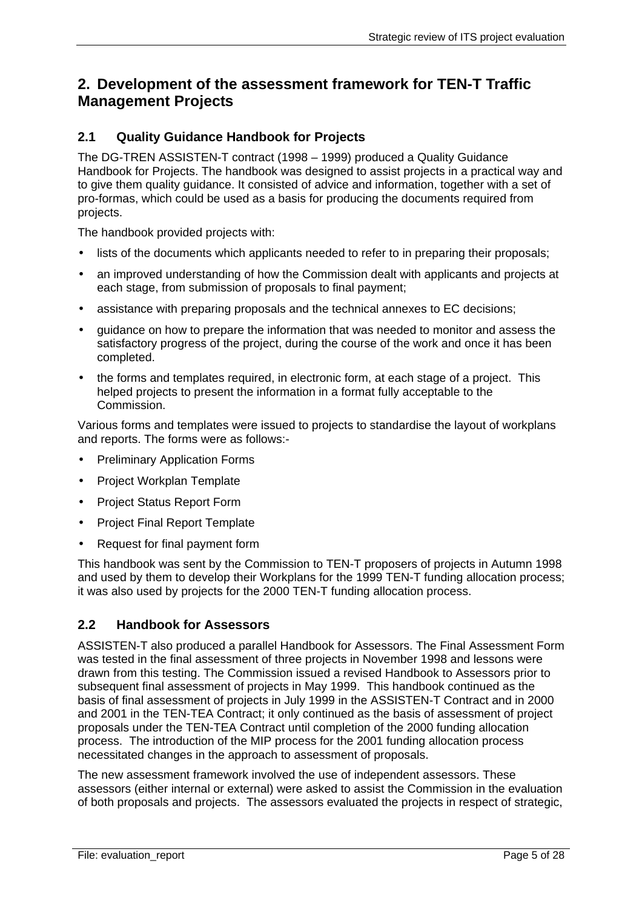## 2. Development of the assessment framework for TEN-T Traffic Management Projects

### 2.1 Quality Guidance Handbook for Projects

The DG-TREN ASSISTEN-T contract (1998 – 1999) produced a Quality Guidance Handbook for Projects. The handbook was designed to assist projects in a practical way and to give them quality guidance. It consisted of advice and information, together with a set of pro-formas, which could be used as a basis for producing the documents required from projects.

The handbook provided projects with:

- lists of the documents which applicants needed to refer to in preparing their proposals;
- an improved understanding of how the Commission dealt with applicants and projects at each stage, from submission of proposals to final payment;
- assistance with preparing proposals and the technical annexes to EC decisions;
- guidance on how to prepare the information that was needed to monitor and assess the satisfactory progress of the project, during the course of the work and once it has been completed.
- the forms and templates required, in electronic form, at each stage of a project. This helped projects to present the information in a format fully acceptable to the Commission.

Various forms and templates were issued to projects to standardise the layout of workplans and reports. The forms were as follows:-

- Preliminary Application Forms
- Project Workplan Template
- Project Status Report Form
- Project Final Report Template
- Request for final payment form

This handbook was sent by the Commission to TEN-T proposers of projects in Autumn 1998 and used by them to develop their Workplans for the 1999 TEN-T funding allocation process; it was also used by projects for the 2000 TEN-T funding allocation process.

### 2.2 Handbook for Assessors

ASSISTEN-T also produced a parallel Handbook for Assessors. The Final Assessment Form was tested in the final assessment of three projects in November 1998 and lessons were drawn from this testing. The Commission issued a revised Handbook to Assessors prior to subsequent final assessment of projects in May 1999. This handbook continued as the basis of final assessment of projects in July 1999 in the ASSISTEN-T Contract and in 2000 and 2001 in the TEN-TEA Contract; it only continued as the basis of assessment of project proposals under the TEN-TEA Contract until completion of the 2000 funding allocation process. The introduction of the MIP process for the 2001 funding allocation process necessitated changes in the approach to assessment of proposals.

The new assessment framework involved the use of independent assessors. These assessors (either internal or external) were asked to assist the Commission in the evaluation of both proposals and projects. The assessors evaluated the projects in respect of strategic,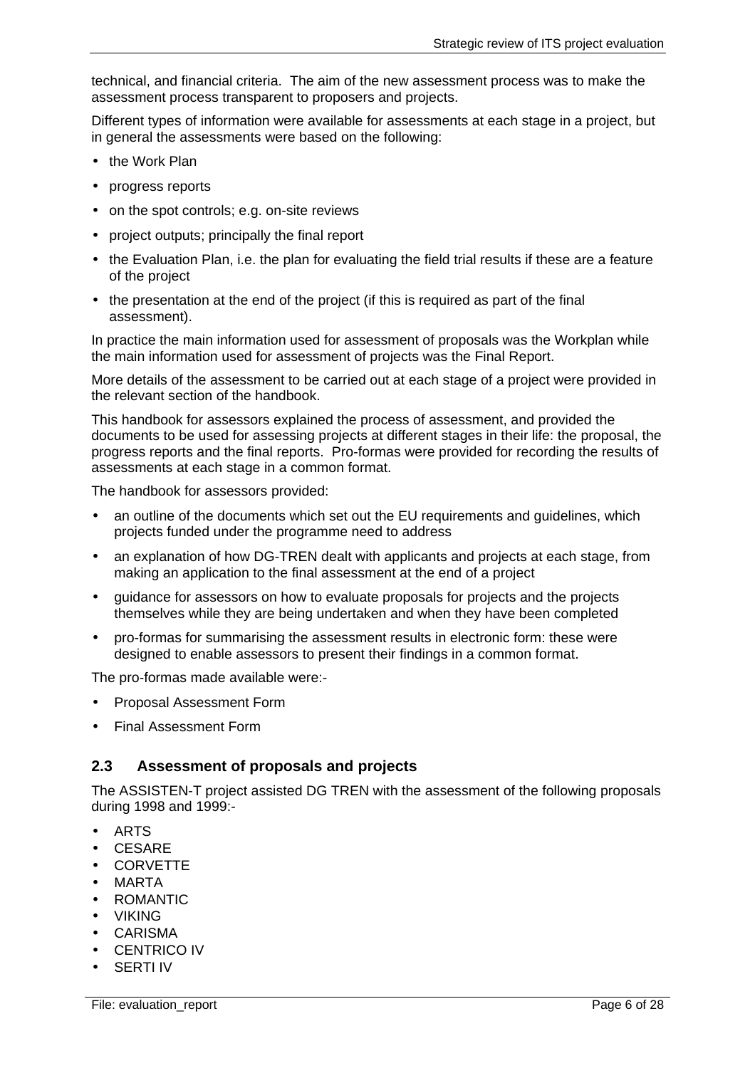technical, and financial criteria.  The aim of the new assessment process was to make the assessment process transparent to proposers and projects.

Different types of information were available for assessments at each stage in a project, but in general the assessments were based on the following:

- the Work Plan
- progress reports
- on the spot controls; e.g. on-site reviews
- project outputs; principally the final report
- the Evaluation Plan, i.e. the plan for evaluating the field trial results if these are a feature of the project
- the presentation at the end of the project (if this is required as part of the final assessment).

In practice the main information used for assessment of proposals was the Workplan while the main information used for assessment of projects was the Final Report.

More details of the assessment to be carried out at each stage of a project were provided in the relevant section of the handbook.

This handbook for assessors explained the process of assessment, and provided the documents to be used for assessing projects at different stages in their life: the proposal, the progress reports and the final reports.  Pro-formas were provided for recording the results of assessments at each stage in a common format.

The handbook for assessors provided:

- an outline of the documents which set out the EU requirements and guidelines, which projects funded under the programme need to address
- an explanation of how DG-TREN dealt with applicants and projects at each stage, from making an application to the final assessment at the end of a project
- guidance for assessors on how to evaluate proposals for projects and the projects themselves while they are being undertaken and when they have been completed
- pro-formas for summarising the assessment results in electronic form: these were designed to enable assessors to present their findings in a common format.

The pro-formas made available were:-

- Proposal Assessment Form
- Final Assessment Form

## 2.3 Assessment of proposals and projects

The ASSISTEN-T project assisted DG TREN with the assessment of the following proposals during 1998 and 1999:-

- ARTS
- CESARE
- CORVETTE
- MARTA
- ROMANTIC
- VIKING
- CARISMA
- CENTRICO IV
- SERTI IV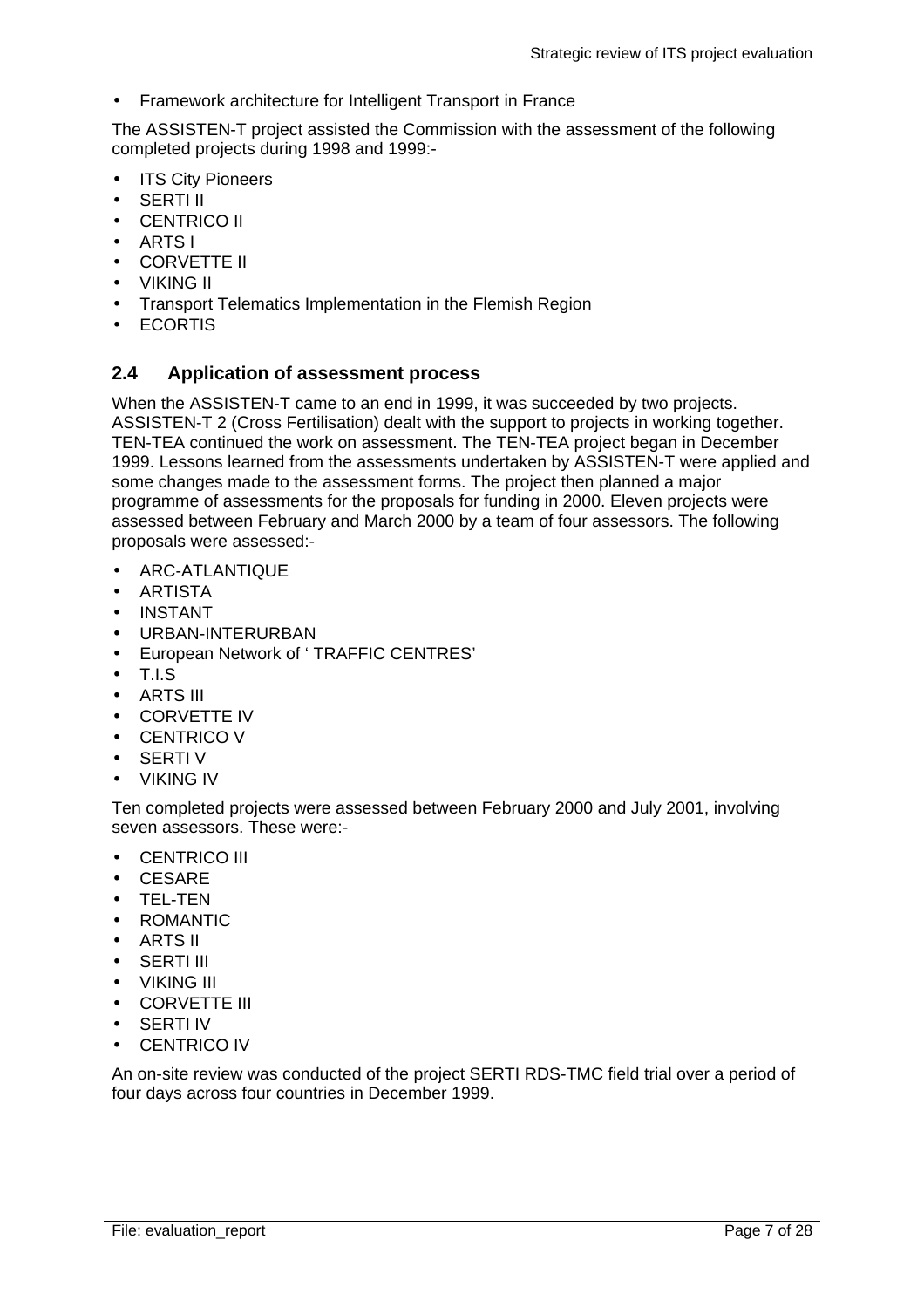- Framework architecture for Intelligent Transport in France

The ASSISTEN-T project assisted the Commission with the assessment of the following completed projects during 1998 and 1999:-

- ITS City Pioneers
- SERTI II
- CENTRICO II
- ARTS I
- CORVETTE II
- VIKING II
- Transport Telematics Implementation in the Flemish Region
- ECORTIS

## 2.4 Application of assessment process

When the ASSISTEN-T came to an end in 1999, it was succeeded by two projects. ASSISTEN-T 2 (Cross Fertilisation) dealt with the support to projects in working together. TEN-TEA continued the work on assessment. The TEN-TEA project began in December 1999. Lessons learned from the assessments undertaken by ASSISTEN-T were applied and some changes made to the assessment forms. The project then planned a major programme of assessments for the proposals for funding in 2000. Eleven projects were assessed between February and March 2000 by a team of four assessors. The following proposals were assessed:-

- ARC-ATLANTIQUE
- ARTISTA
- INSTANT
- URBAN-INTERURBAN
- European Network of ' TRAFFIC CENTRES'
- T.I.S
- ARTS III
- CORVETTE IV
- CENTRICO V
- SERTI V
- VIKING IV

Ten completed projects were assessed between February 2000 and July 2001, involving seven assessors. These were:-

- CENTRICO III
- CESARE
- TEL-TEN
- ROMANTIC
- ARTS II
- SERTI III
- VIKING III
- CORVETTE III
- SERTI IV
- CENTRICO IV

An on-site review was conducted of the project SERTI RDS-TMC field trial over a period of four days across four countries in December 1999.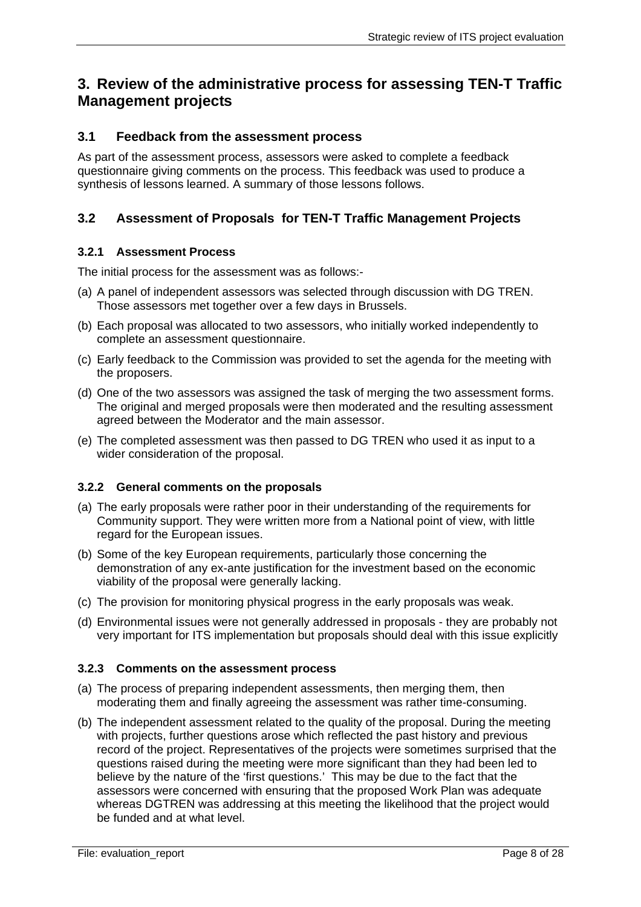# 3. Review of the administrative process for assessing TEN-T Traffic Management projects

## 3.1 Feedback from the assessment process

As part of the assessment process, assessors were asked to complete a feedback questionnaire giving comments on the process. This feedback was used to produce a synthesis of lessons learned. A summary of those lessons follows.

## 3.2 Assessment of Proposals for TEN-T Traffic Management Projects

### 3.2.1 Assessment Process

The initial process for the assessment was as follows:-

(a) A panel of independent assessors was selected through discussion with DG TREN. Those assessors met together over a few days in Brussels.

(b) Each proposal was allocated to two assessors, who initially worked independently to complete an assessment questionnaire.

(c) Early feedback to the Commission was provided to set the agenda for the meeting with the proposers.

(d) One of the two assessors was assigned the task of merging the two assessment forms. The original and merged proposals were then moderated and the resulting assessment agreed between the Moderator and the main assessor.

(e) The completed assessment was then passed to DG TREN who used it as input to a wider consideration of the proposal.

### 3.2.2 General comments on the proposals

(a) The early proposals were rather poor in their understanding of the requirements for Community support. They were written more from a National point of view, with little regard for the European issues.

(b) Some of the key European requirements, particularly those concerning the demonstration of any ex-ante justification for the investment based on the economic viability of the proposal were generally lacking.

(c) The provision for monitoring physical progress in the early proposals was weak.

(d) Environmental issues were not generally addressed in proposals - they are probably not very important for ITS implementation but proposals should deal with this issue explicitly

### 3.2.3 Comments on the assessment process

(a) The process of preparing independent assessments, then merging them, then moderating them and finally agreeing the assessment was rather time-consuming.

(b) The independent assessment related to the quality of the proposal. During the meeting with projects, further questions arose which reflected the past history and previous record of the project. Representatives of the projects were sometimes surprised that the questions raised during the meeting were more significant than they had been led to believe by the nature of the 'first questions.' This may be due to the fact that the assessors were concerned with ensuring that the proposed Work Plan was adequate whereas DGTREN was addressing at this meeting the likelihood that the project would be funded and at what level.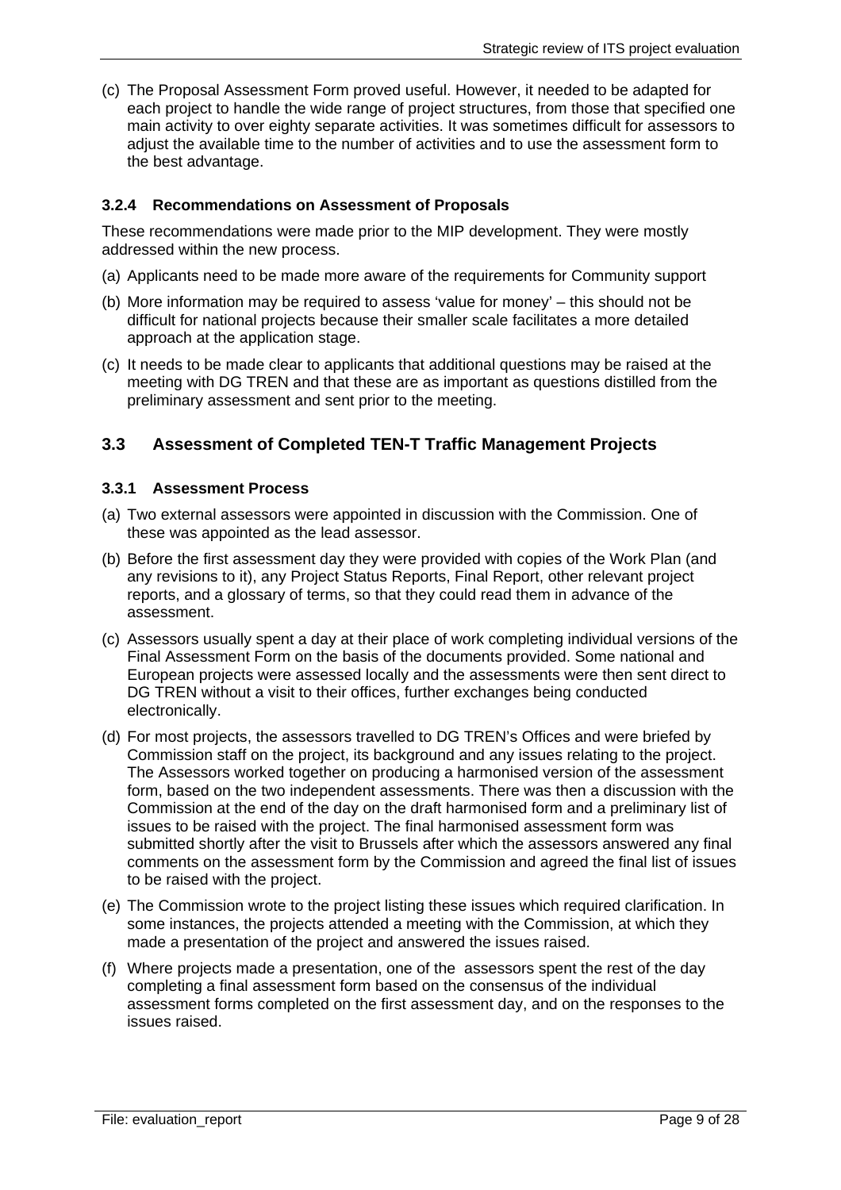(c) The Proposal Assessment Form proved useful. However, it needed to be adapted for each project to handle the wide range of project structures, from those that specified one main activity to over eighty separate activities. It was sometimes difficult for assessors to adjust the available time to the number of activities and to use the assessment form to the best advantage.

### 3.2.4 Recommendations on Assessment of Proposals

These recommendations were made prior to the MIP development. They were mostly addressed within the new process.

(a) Applicants need to be made more aware of the requirements for Community support

(b) More information may be required to assess 'value for money' – this should not be difficult for national projects because their smaller scale facilitates a more detailed approach at the application stage.

(c) It needs to be made clear to applicants that additional questions may be raised at the meeting with DG TREN and that these are as important as questions distilled from the preliminary assessment and sent prior to the meeting.

## 3.3 Assessment of Completed TEN-T Traffic Management Projects

### 3.3.1 Assessment Process

(a) Two external assessors were appointed in discussion with the Commission. One of these was appointed as the lead assessor.

(b) Before the first assessment day they were provided with copies of the Work Plan (and any revisions to it), any Project Status Reports, Final Report, other relevant project reports, and a glossary of terms, so that they could read them in advance of the assessment.

(c) Assessors usually spent a day at their place of work completing individual versions of the Final Assessment Form on the basis of the documents provided. Some national and European projects were assessed locally and the assessments were then sent direct to DG TREN without a visit to their offices, further exchanges being conducted electronically.

(d) For most projects, the assessors travelled to DG TREN's Offices and were briefed by Commission staff on the project, its background and any issues relating to the project. The Assessors worked together on producing a harmonised version of the assessment form, based on the two independent assessments. There was then a discussion with the Commission at the end of the day on the draft harmonised form and a preliminary list of issues to be raised with the project. The final harmonised assessment form was submitted shortly after the visit to Brussels after which the assessors answered any final comments on the assessment form by the Commission and agreed the final list of issues to be raised with the project.

(e) The Commission wrote to the project listing these issues which required clarification. In some instances, the projects attended a meeting with the Commission, at which they made a presentation of the project and answered the issues raised.

(f) Where projects made a presentation, one of the assessors spent the rest of the day completing a final assessment form based on the consensus of the individual assessment forms completed on the first assessment day, and on the responses to the issues raised.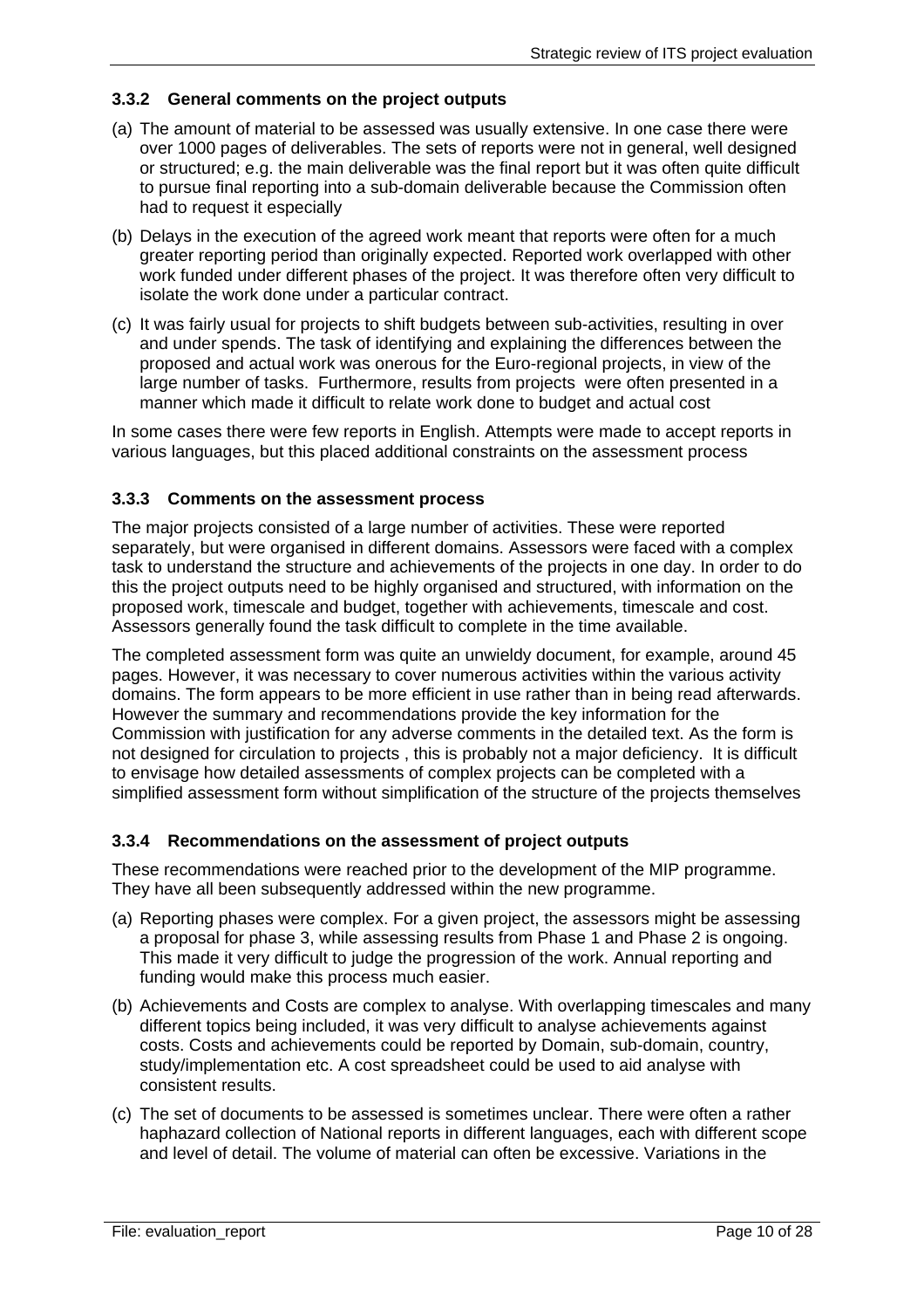### 3.3.2 General comments on the project outputs

(a) The amount of material to be assessed was usually extensive. In one case there were over 1000 pages of deliverables. The sets of reports were not in general, well designed or structured; e.g. the main deliverable was the final report but it was often quite difficult to pursue final reporting into a sub-domain deliverable because the Commission often had to request it especially

(b) Delays in the execution of the agreed work meant that reports were often for a much greater reporting period than originally expected. Reported work overlapped with other work funded under different phases of the project. It was therefore often very difficult to isolate the work done under a particular contract.

(c) It was fairly usual for projects to shift budgets between sub-activities, resulting in over and under spends. The task of identifying and explaining the differences between the proposed and actual work was onerous for the Euro-regional projects, in view of the large number of tasks. Furthermore, results from projects were often presented in a manner which made it difficult to relate work done to budget and actual cost

In some cases there were few reports in English. Attempts were made to accept reports in various languages, but this placed additional constraints on the assessment process

### 3.3.3 Comments on the assessment process

The major projects consisted of a large number of activities. These were reported separately, but were organised in different domains. Assessors were faced with a complex task to understand the structure and achievements of the projects in one day. In order to do this the project outputs need to be highly organised and structured, with information on the proposed work, timescale and budget, together with achievements, timescale and cost. Assessors generally found the task difficult to complete in the time available.

The completed assessment form was quite an unwieldy document, for example, around 45 pages. However, it was necessary to cover numerous activities within the various activity domains. The form appears to be more efficient in use rather than in being read afterwards. However the summary and recommendations provide the key information for the Commission with justification for any adverse comments in the detailed text. As the form is not designed for circulation to projects , this is probably not a major deficiency. It is difficult to envisage how detailed assessments of complex projects can be completed with a simplified assessment form without simplification of the structure of the projects themselves

### 3.3.4 Recommendations on the assessment of project outputs

These recommendations were reached prior to the development of the MIP programme. They have all been subsequently addressed within the new programme.

(a) Reporting phases were complex. For a given project, the assessors might be assessing a proposal for phase 3, while assessing results from Phase 1 and Phase 2 is ongoing. This made it very difficult to judge the progression of the work. Annual reporting and funding would make this process much easier.

(b) Achievements and Costs are complex to analyse. With overlapping timescales and many different topics being included, it was very difficult to analyse achievements against costs. Costs and achievements could be reported by Domain, sub-domain, country, study/implementation etc. A cost spreadsheet could be used to aid analyse with consistent results.

(c) The set of documents to be assessed is sometimes unclear. There were often a rather haphazard collection of National reports in different languages, each with different scope and level of detail. The volume of material can often be excessive. Variations in the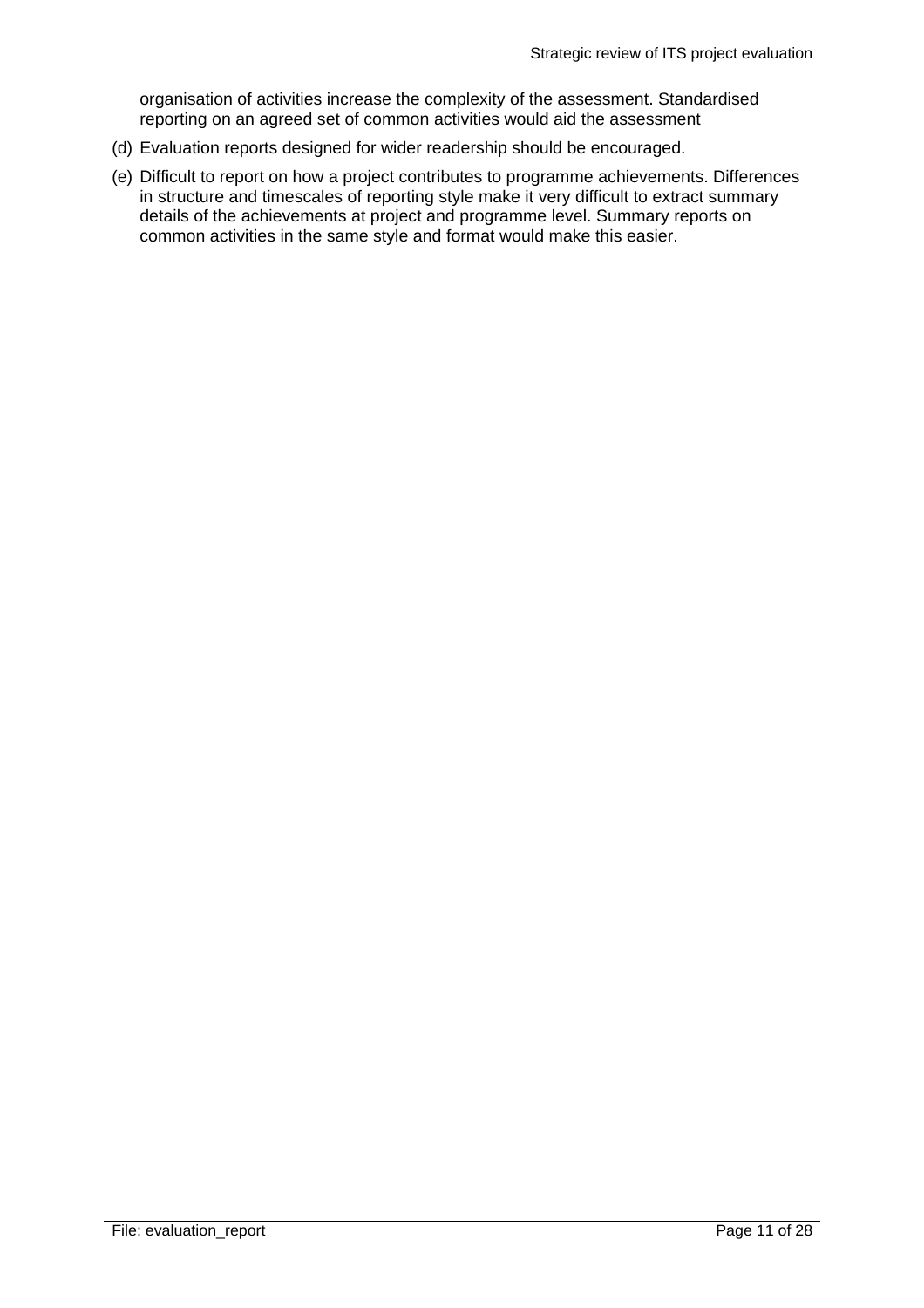organisation of activities increase the complexity of the assessment. Standardised reporting on an agreed set of common activities would aid the assessment

(d) Evaluation reports designed for wider readership should be encouraged.

(e) Difficult to report on how a project contributes to programme achievements. Differences in structure and timescales of reporting style make it very difficult to extract summary details of the achievements at project and programme level. Summary reports on common activities in the same style and format would make this easier.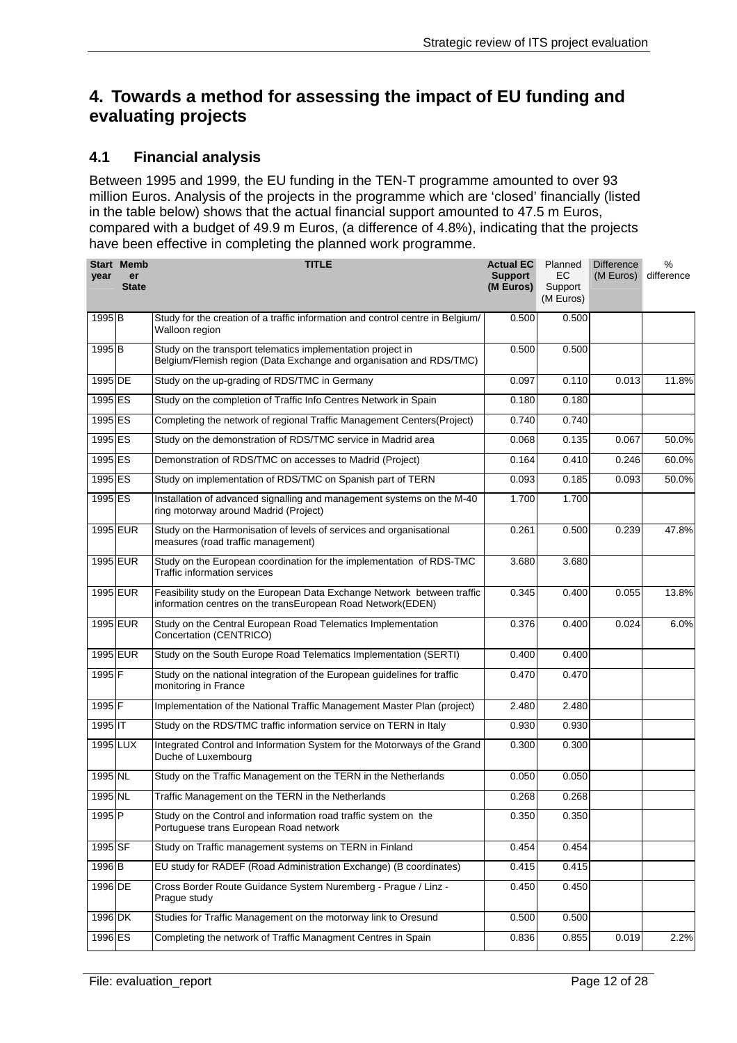// Heading and table transcribed from page image

# 4. Towards a method for assessing the impact of EU funding and evaluating projects

## 4.1 Financial analysis

Between 1995 and 1999, the EU funding in the TEN-T programme amounted to over 93 million Euros. Analysis of the projects in the programme which are 'closed' financially (listed in the table below) shows that the actual financial support amounted to 47.5 m Euros, compared with a budget of 49.9 m Euros, (a difference of 4.8%), indicating that the projects have been effective in completing the planned work programme.

| Start year | Member State | TITLE | Actual EC Support (M Euros) | Planned EC Support (M Euros) | Difference (M Euros) | % difference |
|---|---|---|---|---|---|---|
| 1995 | B | Study for the creation of a traffic information and control centre in Belgium/ Walloon region | 0.500 | 0.500 | | |
| 1995 | B | Study on the transport telematics implementation project in Belgium/Flemish region (Data Exchange and organisation and RDS/TMC) | 0.500 | 0.500 | | |
| 1995 | DE | Study on the up-grading of RDS/TMC in Germany | 0.097 | 0.110 | 0.013 | 11.8% |
| 1995 | ES | Study on the completion of Traffic Info Centres Network in Spain | 0.180 | 0.180 | | |
| 1995 | ES | Completing the network of regional Traffic Management Centers(Project) | 0.740 | 0.740 | | |
| 1995 | ES | Study on the demonstration of RDS/TMC service in Madrid area | 0.068 | 0.135 | 0.067 | 50.0% |
| 1995 | ES | Demonstration of RDS/TMC on accesses to Madrid (Project) | 0.164 | 0.410 | 0.246 | 60.0% |
| 1995 | ES | Study on implementation of RDS/TMC on Spanish part of TERN | 0.093 | 0.185 | 0.093 | 50.0% |
| 1995 | ES | Installation of advanced signalling and management systems on the M-40 ring motorway around Madrid (Project) | 1.700 | 1.700 | | |
| 1995 | EUR | Study on the Harmonisation of levels of services and organisational measures (road traffic management) | 0.261 | 0.500 | 0.239 | 47.8% |
| 1995 | EUR | Study on the European coordination for the implementation of RDS-TMC Traffic information services | 3.680 | 3.680 | | |
| 1995 | EUR | Feasibility study on the European Data Exchange Network between traffic information centres on the transEuropean Road Network(EDEN) | 0.345 | 0.400 | 0.055 | 13.8% |
| 1995 | EUR | Study on the Central European Road Telematics Implementation Concertation (CENTRICO) | 0.376 | 0.400 | 0.024 | 6.0% |
| 1995 | EUR | Study on the South Europe Road Telematics Implementation (SERTI) | 0.400 | 0.400 | | |
| 1995 | F | Study on the national integration of the European guidelines for traffic monitoring in France | 0.470 | 0.470 | | |
| 1995 | F | Implementation of the National Traffic Management Master Plan (project) | 2.480 | 2.480 | | |
| 1995 | IT | Study on the RDS/TMC traffic information service on TERN in Italy | 0.930 | 0.930 | | |
| 1995 | LUX | Integrated Control and Information System for the Motorways of the Grand Duche of Luxembourg | 0.300 | 0.300 | | |
| 1995 | NL | Study on the Traffic Management on the TERN in the Netherlands | 0.050 | 0.050 | | |
| 1995 | NL | Traffic Management on the TERN in the Netherlands | 0.268 | 0.268 | | |
| 1995 | P | Study on the Control and information road traffic system on the Portuguese trans European Road network | 0.350 | 0.350 | | |
| 1995 | SF | Study on Traffic management systems on TERN in Finland | 0.454 | 0.454 | | |
| 1996 | B | EU study for RADEF (Road Administration Exchange) (B coordinates) | 0.415 | 0.415 | | |
| 1996 | DE | Cross Border Route Guidance System Nuremberg - Prague / Linz - Prague study | 0.450 | 0.450 | | |
| 1996 | DK | Studies for Traffic Management on the motorway link to Oresund | 0.500 | 0.500 | | |
| 1996 | ES | Completing the network of Traffic Managment Centres in Spain | 0.836 | 0.855 | 0.019 | 2.2% |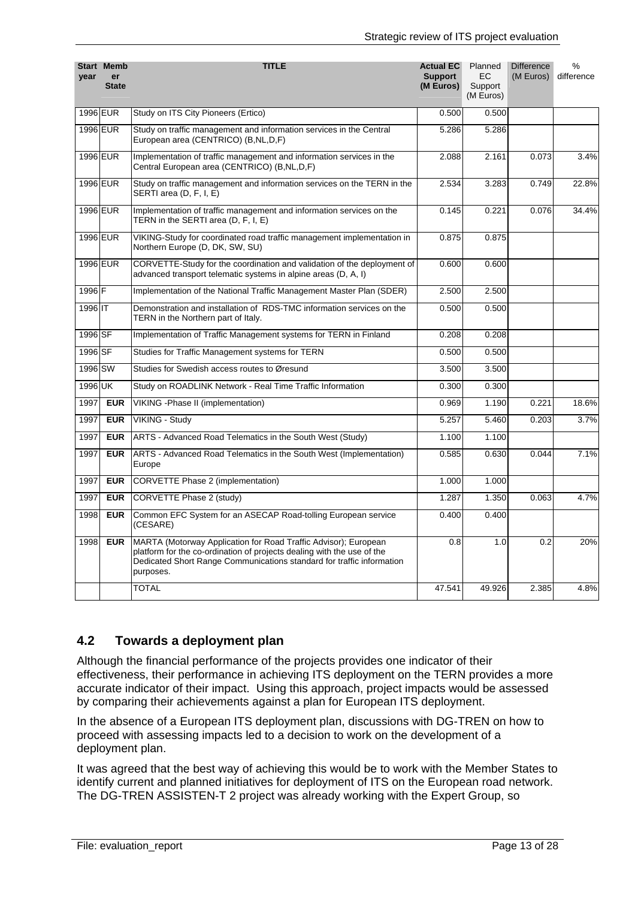| Start year | Member State | TITLE | Actual EC Support (M Euros) | Planned EC Support (M Euros) | Difference (M Euros) | % difference |
|---|---|---|---|---|---|---|
| 1996 | EUR | Study on ITS City Pioneers (Ertico) | 0.500 | 0.500 | | |
| 1996 | EUR | Study on traffic management and information services in the Central European area (CENTRICO) (B,NL,D,F) | 5.286 | 5.286 | | |
| 1996 | EUR | Implementation of traffic management and information services in the Central European area (CENTRICO) (B,NL,D,F) | 2.088 | 2.161 | 0.073 | 3.4% |
| 1996 | EUR | Study on traffic management and information services on the TERN in the SERTI area (D, F, I, E) | 2.534 | 3.283 | 0.749 | 22.8% |
| 1996 | EUR | Implementation of traffic management and information services on the TERN in the SERTI area (D, F, I, E) | 0.145 | 0.221 | 0.076 | 34.4% |
| 1996 | EUR | VIKING-Study for coordinated road traffic management implementation in Northern Europe (D, DK, SW, SU) | 0.875 | 0.875 | | |
| 1996 | EUR | CORVETTE-Study for the coordination and validation of the deployment of advanced transport telematic systems in alpine areas (D, A, I) | 0.600 | 0.600 | | |
| 1996 | F | Implementation of the National Traffic Management Master Plan (SDER) | 2.500 | 2.500 | | |
| 1996 | IT | Demonstration and installation of RDS-TMC information services on the TERN in the Northern part of Italy. | 0.500 | 0.500 | | |
| 1996 | SF | Implementation of Traffic Management systems for TERN in Finland | 0.208 | 0.208 | | |
| 1996 | SF | Studies for Traffic Management systems for TERN | 0.500 | 0.500 | | |
| 1996 | SW | Studies for Swedish access routes to Øresund | 3.500 | 3.500 | | |
| 1996 | UK | Study on ROADLINK Network - Real Time Traffic Information | 0.300 | 0.300 | | |
| 1997 | **EUR** | VIKING -Phase II (implementation) | 0.969 | 1.190 | 0.221 | 18.6% |
| 1997 | **EUR** | VIKING - Study | 5.257 | 5.460 | 0.203 | 3.7% |
| 1997 | **EUR** | ARTS - Advanced Road Telematics in the South West (Study) | 1.100 | 1.100 | | |
| 1997 | **EUR** | ARTS - Advanced Road Telematics in the South West (Implementation) Europe | 0.585 | 0.630 | 0.044 | 7.1% |
| 1997 | **EUR** | CORVETTE Phase 2 (implementation) | 1.000 | 1.000 | | |
| 1997 | **EUR** | CORVETTE Phase 2 (study) | 1.287 | 1.350 | 0.063 | 4.7% |
| 1998 | **EUR** | Common EFC System for an ASECAP Road-tolling European service (CESARE) | 0.400 | 0.400 | | |
| 1998 | **EUR** | MARTA (Motorway Application for Road Traffic Advisor); European platform for the co-ordination of projects dealing with the use of the Dedicated Short Range Communications standard for traffic information purposes. | 0.8 | 1.0 | 0.2 | 20% |
| | | TOTAL | 47.541 | 49.926 | 2.385 | 4.8% |

## 4.2 Towards a deployment plan

Although the financial performance of the projects provides one indicator of their effectiveness, their performance in achieving ITS deployment on the TERN provides a more accurate indicator of their impact. Using this approach, project impacts would be assessed by comparing their achievements against a plan for European ITS deployment.

In the absence of a European ITS deployment plan, discussions with DG-TREN on how to proceed with assessing impacts led to a decision to work on the development of a deployment plan.

It was agreed that the best way of achieving this would be to work with the Member States to identify current and planned initiatives for deployment of ITS on the European road network. The DG-TREN ASSISTEN-T 2 project was already working with the Expert Group, so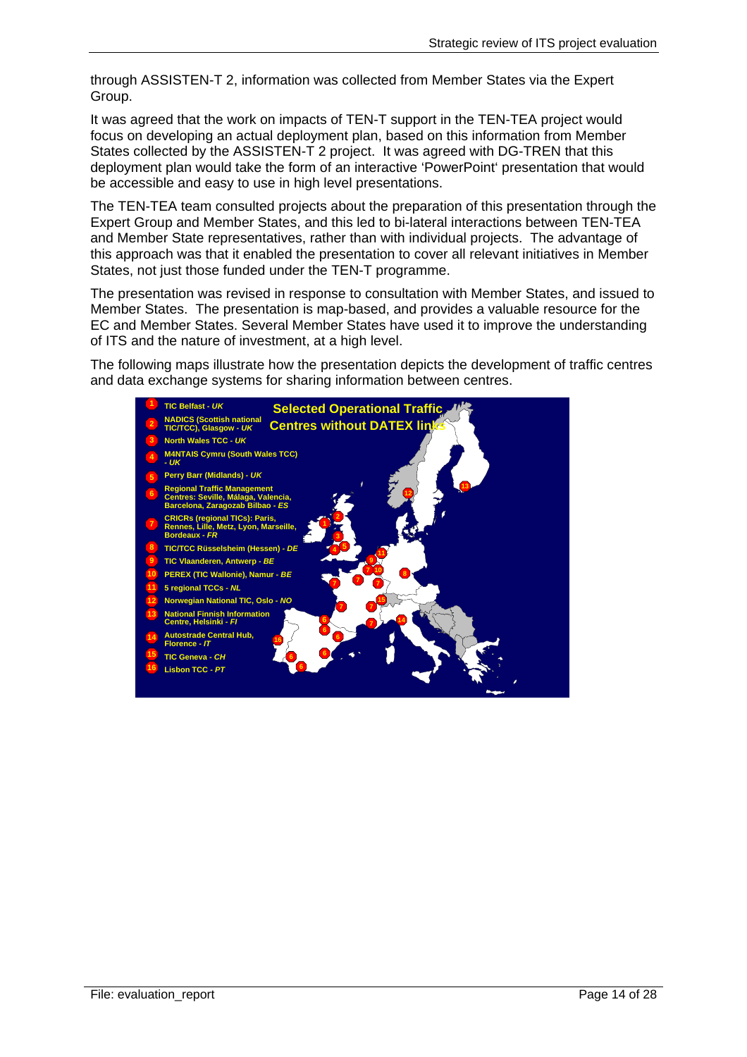through ASSISTEN-T 2, information was collected from Member States via the Expert Group.

It was agreed that the work on impacts of TEN-T support in the TEN-TEA project would focus on developing an actual deployment plan, based on this information from Member States collected by the ASSISTEN-T 2 project. It was agreed with DG-TREN that this deployment plan would take the form of an interactive 'PowerPoint' presentation that would be accessible and easy to use in high level presentations.

The TEN-TEA team consulted projects about the preparation of this presentation through the Expert Group and Member States, and this led to bi-lateral interactions between TEN-TEA and Member State representatives, rather than with individual projects. The advantage of this approach was that it enabled the presentation to cover all relevant initiatives in Member States, not just those funded under the TEN-T programme.

The presentation was revised in response to consultation with Member States, and issued to Member States. The presentation is map-based, and provides a valuable resource for the EC and Member States. Several Member States have used it to improve the understanding of ITS and the nature of investment, at a high level.

The following maps illustrate how the presentation depicts the development of traffic centres and data exchange systems for sharing information between centres.

**Selected Operational Traffic Centres without DATEX links**

1. TIC Belfast - *UK*
2. NADICS (Scottish national TIC/TCC), Glasgow - *UK*
3. North Wales TCC - *UK*
4. M4NTAIS Cymru (South Wales TCC) - *UK*
5. Perry Barr (Midlands) - *UK*
6. Regional Traffic Management Centres: Seville, Málaga, Valencia, Barcelona, Zaragozab Bilbao - *ES*
7. CRICRs (regional TICs): Paris, Rennes, Lille, Metz, Lyon, Marseille, Bordeaux - *FR*
8. TIC/TCC Rüsselsheim (Hessen) - *DE*
9. TIC Vlaanderen, Antwerp - *BE*
10. PEREX (TIC Wallonie), Namur - *BE*
11. 5 regional TCCs - *NL*
12. Norwegian National TIC, Oslo - *NO*
13. National Finnish Information Centre, Helsinki - *FI*
14. Autostrade Central Hub, Florence - *IT*
15. TIC Geneva - *CH*
16. Lisbon TCC - *PT*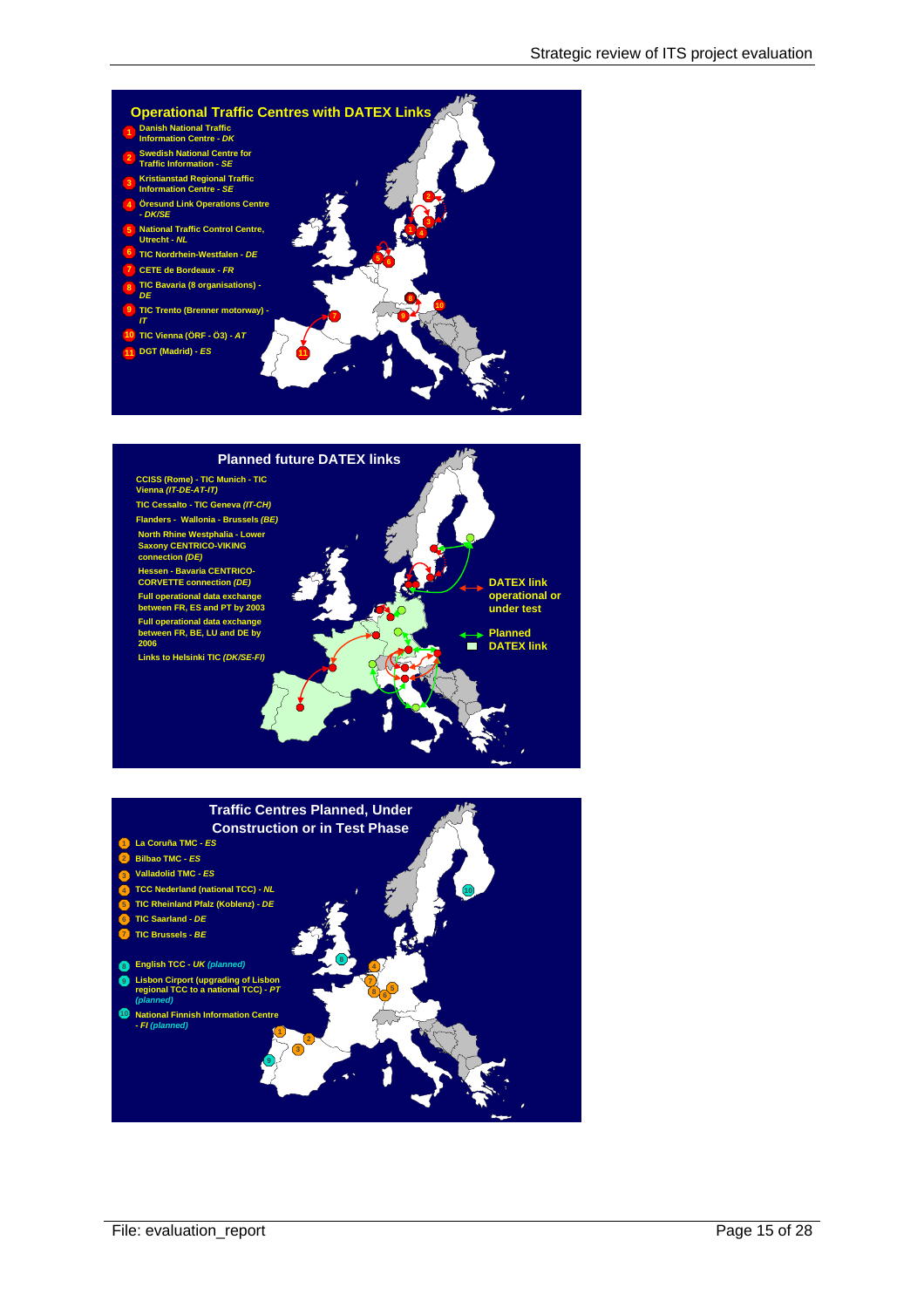## Operational Traffic Centres with DATEX Links

1. Danish National Traffic Information Centre - *DK*
2. Swedish National Centre for Traffic Information - *SE*
3. Kristianstad Regional Traffic Information Centre - *SE*
4. Öresund Link Operations Centre - *DK/SE*
5. National Traffic Control Centre, Utrecht - *NL*
6. TIC Nordrhein-Westfalen - *DE*
7. CETE de Bordeaux - *FR*
8. TIC Bavaria (8 organisations) - *DE*
9. TIC Trento (Brenner motorway) - *IT*
10. TIC Vienna (ÖRF - Ö3) - *AT*
11. DGT (Madrid) - *ES*

## Planned future DATEX links

- CCISS (Rome) - TIC Munich - TIC Vienna *(IT-DE-AT-IT)*
- TIC Cessalto - TIC Geneva *(IT-CH)*
- Flanders - Wallonia - Brussels *(BE)*
- North Rhine Westphalia - Lower Saxony CENTRICO-VIKING connection *(DE)*
- Hessen - Bavaria CENTRICO-CORVETTE connection *(DE)*
- Full operational data exchange between FR, ES and PT by 2003
- Full operational data exchange between FR, BE, LU and DE by 2006
- Links to Helsinki TIC *(DK/SE-FI)*

DATEX link operational or under test

Planned DATEX link

## Traffic Centres Planned, Under Construction or in Test Phase

1. La Coruña TMC - *ES*
2. Bilbao TMC - *ES*
3. Valladolid TMC - *ES*
4. TCC Nederland (national TCC) - *NL*
5. TIC Rheinland Pfalz (Koblenz) - *DE*
6. TIC Saarland - *DE*
7. TIC Brussels - *BE*
8. English TCC - *UK (planned)*
9. Lisbon Cirport (upgrading of Lisbon regional TCC to a national TCC) - *PT (planned)*
10. National Finnish Information Centre - *FI (planned)*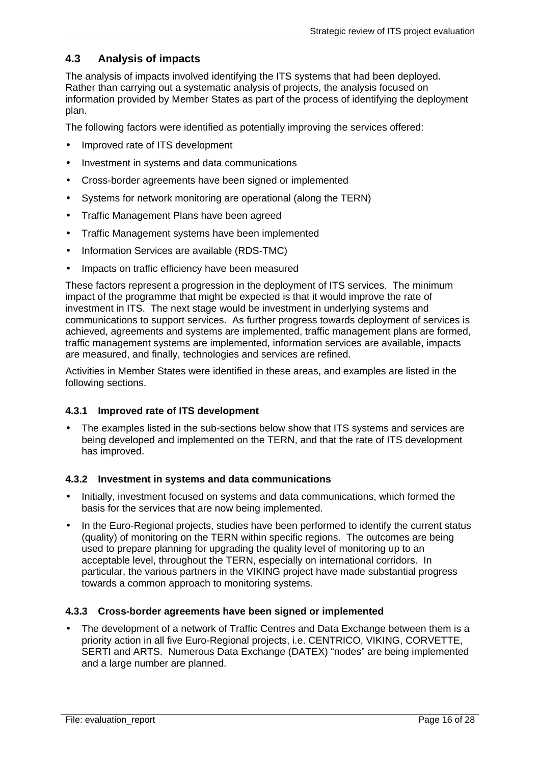## 4.3 Analysis of impacts

The analysis of impacts involved identifying the ITS systems that had been deployed. Rather than carrying out a systematic analysis of projects, the analysis focused on information provided by Member States as part of the process of identifying the deployment plan.

The following factors were identified as potentially improving the services offered:

- Improved rate of ITS development
- Investment in systems and data communications
- Cross-border agreements have been signed or implemented
- Systems for network monitoring are operational (along the TERN)
- Traffic Management Plans have been agreed
- Traffic Management systems have been implemented
- Information Services are available (RDS-TMC)
- Impacts on traffic efficiency have been measured

These factors represent a progression in the deployment of ITS services. The minimum impact of the programme that might be expected is that it would improve the rate of investment in ITS. The next stage would be investment in underlying systems and communications to support services. As further progress towards deployment of services is achieved, agreements and systems are implemented, traffic management plans are formed, traffic management systems are implemented, information services are available, impacts are measured, and finally, technologies and services are refined.

Activities in Member States were identified in these areas, and examples are listed in the following sections.

### 4.3.1 Improved rate of ITS development

- The examples listed in the sub-sections below show that ITS systems and services are being developed and implemented on the TERN, and that the rate of ITS development has improved.

### 4.3.2 Investment in systems and data communications

- Initially, investment focused on systems and data communications, which formed the basis for the services that are now being implemented.
- In the Euro-Regional projects, studies have been performed to identify the current status (quality) of monitoring on the TERN within specific regions. The outcomes are being used to prepare planning for upgrading the quality level of monitoring up to an acceptable level, throughout the TERN, especially on international corridors. In particular, the various partners in the VIKING project have made substantial progress towards a common approach to monitoring systems.

### 4.3.3 Cross-border agreements have been signed or implemented

- The development of a network of Traffic Centres and Data Exchange between them is a priority action in all five Euro-Regional projects, i.e. CENTRICO, VIKING, CORVETTE, SERTI and ARTS. Numerous Data Exchange (DATEX) “nodes” are being implemented and a large number are planned.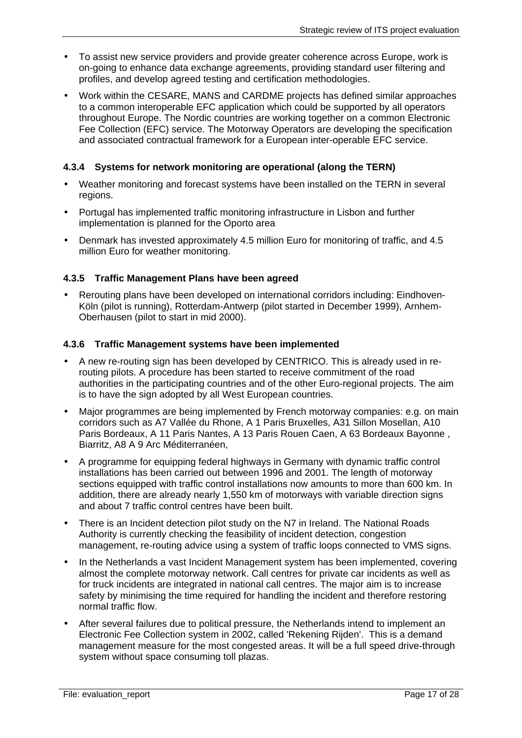- To assist new service providers and provide greater coherence across Europe, work is on-going to enhance data exchange agreements, providing standard user filtering and profiles, and develop agreed testing and certification methodologies.
- Work within the CESARE, MANS and CARDME projects has defined similar approaches to a common interoperable EFC application which could be supported by all operators throughout Europe. The Nordic countries are working together on a common Electronic Fee Collection (EFC) service. The Motorway Operators are developing the specification and associated contractual framework for a European inter-operable EFC service.

#### 4.3.4 Systems for network monitoring are operational (along the TERN)

- Weather monitoring and forecast systems have been installed on the TERN in several regions.
- Portugal has implemented traffic monitoring infrastructure in Lisbon and further implementation is planned for the Oporto area
- Denmark has invested approximately 4.5 million Euro for monitoring of traffic, and 4.5 million Euro for weather monitoring.

#### 4.3.5 Traffic Management Plans have been agreed

- Rerouting plans have been developed on international corridors including: Eindhoven-Köln (pilot is running), Rotterdam-Antwerp (pilot started in December 1999), Arnhem-Oberhausen (pilot to start in mid 2000).

#### 4.3.6 Traffic Management systems have been implemented

- A new re-routing sign has been developed by CENTRICO. This is already used in re-routing pilots. A procedure has been started to receive commitment of the road authorities in the participating countries and of the other Euro-regional projects. The aim is to have the sign adopted by all West European countries.
- Major programmes are being implemented by French motorway companies: e.g. on main corridors such as A7 Vallée du Rhone, A 1 Paris Bruxelles, A31 Sillon Mosellan, A10 Paris Bordeaux, A 11 Paris Nantes, A 13 Paris Rouen Caen, A 63 Bordeaux Bayonne , Biarritz, A8 A 9 Arc Méditerranéen,
- A programme for equipping federal highways in Germany with dynamic traffic control installations has been carried out between 1996 and 2001. The length of motorway sections equipped with traffic control installations now amounts to more than 600 km. In addition, there are already nearly 1,550 km of motorways with variable direction signs and about 7 traffic control centres have been built.
- There is an Incident detection pilot study on the N7 in Ireland. The National Roads Authority is currently checking the feasibility of incident detection, congestion management, re-routing advice using a system of traffic loops connected to VMS signs.
- In the Netherlands a vast Incident Management system has been implemented, covering almost the complete motorway network. Call centres for private car incidents as well as for truck incidents are integrated in national call centres. The major aim is to increase safety by minimising the time required for handling the incident and therefore restoring normal traffic flow.
- After several failures due to political pressure, the Netherlands intend to implement an Electronic Fee Collection system in 2002, called 'Rekening Rijden'. This is a demand management measure for the most congested areas. It will be a full speed drive-through system without space consuming toll plazas.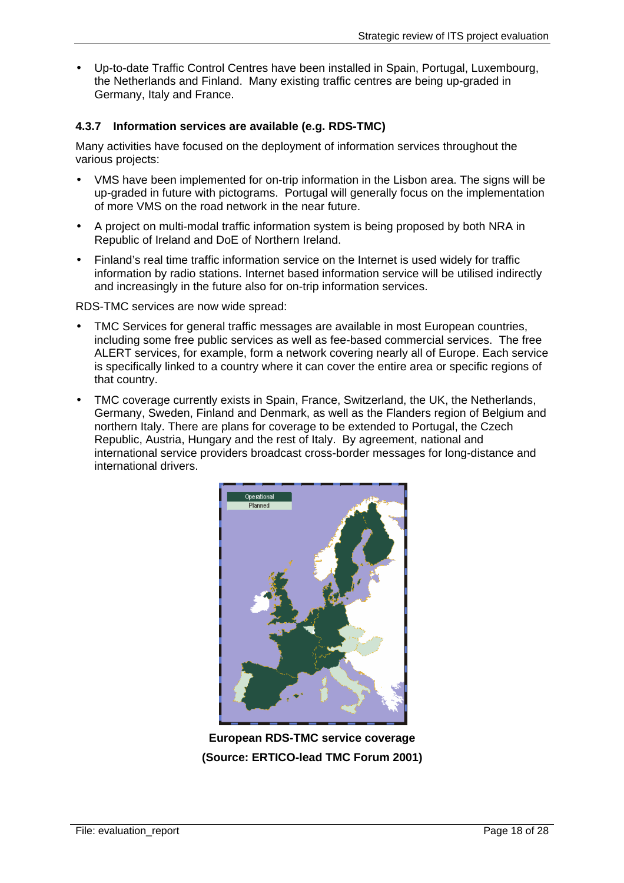- Up-to-date Traffic Control Centres have been installed in Spain, Portugal, Luxembourg, the Netherlands and Finland. Many existing traffic centres are being up-graded in Germany, Italy and France.

### 4.3.7 Information services are available (e.g. RDS-TMC)

Many activities have focused on the deployment of information services throughout the various projects:

- VMS have been implemented for on-trip information in the Lisbon area. The signs will be up-graded in future with pictograms. Portugal will generally focus on the implementation of more VMS on the road network in the near future.
- A project on multi-modal traffic information system is being proposed by both NRA in Republic of Ireland and DoE of Northern Ireland.
- Finland's real time traffic information service on the Internet is used widely for traffic information by radio stations. Internet based information service will be utilised indirectly and increasingly in the future also for on-trip information services.

RDS-TMC services are now wide spread:

- TMC Services for general traffic messages are available in most European countries, including some free public services as well as fee-based commercial services. The free ALERT services, for example, form a network covering nearly all of Europe. Each service is specifically linked to a country where it can cover the entire area or specific regions of that country.
- TMC coverage currently exists in Spain, France, Switzerland, the UK, the Netherlands, Germany, Sweden, Finland and Denmark, as well as the Flanders region of Belgium and northern Italy. There are plans for coverage to be extended to Portugal, the Czech Republic, Austria, Hungary and the rest of Italy. By agreement, national and international service providers broadcast cross-border messages for long-distance and international drivers.

**European RDS-TMC service coverage**
**(Source: ERTICO-lead TMC Forum 2001)**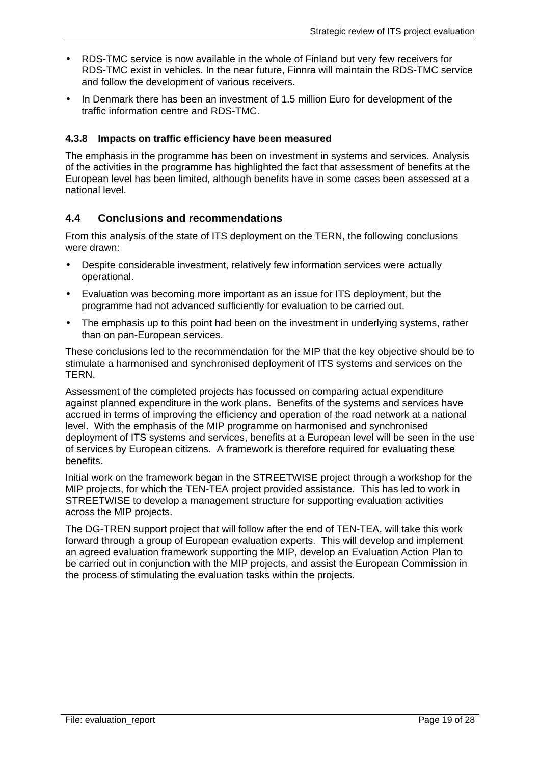- RDS-TMC service is now available in the whole of Finland but very few receivers for RDS-TMC exist in vehicles. In the near future, Finnra will maintain the RDS-TMC service and follow the development of various receivers.
- In Denmark there has been an investment of 1.5 million Euro for development of the traffic information centre and RDS-TMC.

#### 4.3.8 Impacts on traffic efficiency have been measured

The emphasis in the programme has been on investment in systems and services. Analysis of the activities in the programme has highlighted the fact that assessment of benefits at the European level has been limited, although benefits have in some cases been assessed at a national level.

### 4.4 Conclusions and recommendations

From this analysis of the state of ITS deployment on the TERN, the following conclusions were drawn:

- Despite considerable investment, relatively few information services were actually operational.
- Evaluation was becoming more important as an issue for ITS deployment, but the programme had not advanced sufficiently for evaluation to be carried out.
- The emphasis up to this point had been on the investment in underlying systems, rather than on pan-European services.

These conclusions led to the recommendation for the MIP that the key objective should be to stimulate a harmonised and synchronised deployment of ITS systems and services on the TERN.

Assessment of the completed projects has focussed on comparing actual expenditure against planned expenditure in the work plans. Benefits of the systems and services have accrued in terms of improving the efficiency and operation of the road network at a national level. With the emphasis of the MIP programme on harmonised and synchronised deployment of ITS systems and services, benefits at a European level will be seen in the use of services by European citizens. A framework is therefore required for evaluating these benefits.

Initial work on the framework began in the STREETWISE project through a workshop for the MIP projects, for which the TEN-TEA project provided assistance. This has led to work in STREETWISE to develop a management structure for supporting evaluation activities across the MIP projects.

The DG-TREN support project that will follow after the end of TEN-TEA, will take this work forward through a group of European evaluation experts. This will develop and implement an agreed evaluation framework supporting the MIP, develop an Evaluation Action Plan to be carried out in conjunction with the MIP projects, and assist the European Commission in the process of stimulating the evaluation tasks within the projects.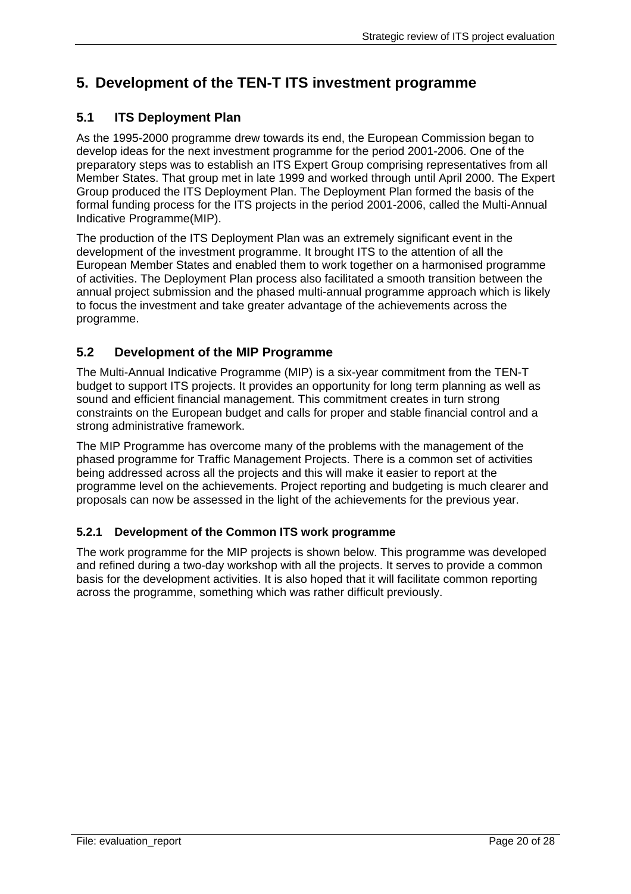# 5. Development of the TEN-T ITS investment programme

## 5.1 ITS Deployment Plan

As the 1995-2000 programme drew towards its end, the European Commission began to develop ideas for the next investment programme for the period 2001-2006. One of the preparatory steps was to establish an ITS Expert Group comprising representatives from all Member States. That group met in late 1999 and worked through until April 2000. The Expert Group produced the ITS Deployment Plan. The Deployment Plan formed the basis of the formal funding process for the ITS projects in the period 2001-2006, called the Multi-Annual Indicative Programme(MIP).

The production of the ITS Deployment Plan was an extremely significant event in the development of the investment programme. It brought ITS to the attention of all the European Member States and enabled them to work together on a harmonised programme of activities. The Deployment Plan process also facilitated a smooth transition between the annual project submission and the phased multi-annual programme approach which is likely to focus the investment and take greater advantage of the achievements across the programme.

## 5.2 Development of the MIP Programme

The Multi-Annual Indicative Programme (MIP) is a six-year commitment from the TEN-T budget to support ITS projects. It provides an opportunity for long term planning as well as sound and efficient financial management. This commitment creates in turn strong constraints on the European budget and calls for proper and stable financial control and a strong administrative framework.

The MIP Programme has overcome many of the problems with the management of the phased programme for Traffic Management Projects. There is a common set of activities being addressed across all the projects and this will make it easier to report at the programme level on the achievements. Project reporting and budgeting is much clearer and proposals can now be assessed in the light of the achievements for the previous year.

### 5.2.1 Development of the Common ITS work programme

The work programme for the MIP projects is shown below. This programme was developed and refined during a two-day workshop with all the projects. It serves to provide a common basis for the development activities. It is also hoped that it will facilitate common reporting across the programme, something which was rather difficult previously.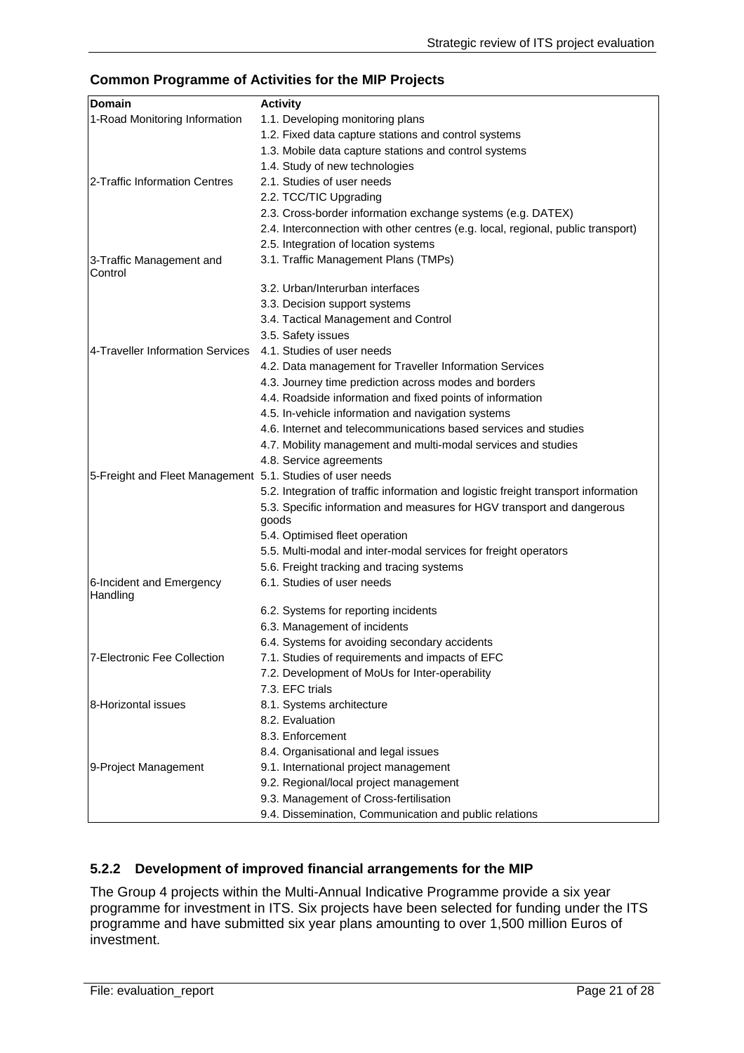**Common Programme of Activities for the MIP Projects**

| Domain | Activity |
|---|---|
| 1-Road Monitoring Information | 1.1. Developing monitoring plans |
| | 1.2. Fixed data capture stations and control systems |
| | 1.3. Mobile data capture stations and control systems |
| | 1.4. Study of new technologies |
| 2-Traffic Information Centres | 2.1. Studies of user needs |
| | 2.2. TCC/TIC Upgrading |
| | 2.3. Cross-border information exchange systems (e.g. DATEX) |
| | 2.4. Interconnection with other centres (e.g. local, regional, public transport) |
| | 2.5. Integration of location systems |
| 3-Traffic Management and Control | 3.1. Traffic Management Plans (TMPs) |
| | 3.2. Urban/Interurban interfaces |
| | 3.3. Decision support systems |
| | 3.4. Tactical Management and Control |
| | 3.5. Safety issues |
| 4-Traveller Information Services | 4.1. Studies of user needs |
| | 4.2. Data management for Traveller Information Services |
| | 4.3. Journey time prediction across modes and borders |
| | 4.4. Roadside information and fixed points of information |
| | 4.5. In-vehicle information and navigation systems |
| | 4.6. Internet and telecommunications based services and studies |
| | 4.7. Mobility management and multi-modal services and studies |
| | 4.8. Service agreements |
| 5-Freight and Fleet Management | 5.1. Studies of user needs |
| | 5.2. Integration of traffic information and logistic freight transport information |
| | 5.3. Specific information and measures for HGV transport and dangerous goods |
| | 5.4. Optimised fleet operation |
| | 5.5. Multi-modal and inter-modal services for freight operators |
| | 5.6. Freight tracking and tracing systems |
| 6-Incident and Emergency Handling | 6.1. Studies of user needs |
| | 6.2. Systems for reporting incidents |
| | 6.3. Management of incidents |
| | 6.4. Systems for avoiding secondary accidents |
| 7-Electronic Fee Collection | 7.1. Studies of requirements and impacts of EFC |
| | 7.2. Development of MoUs for Inter-operability |
| | 7.3. EFC trials |
| 8-Horizontal issues | 8.1. Systems architecture |
| | 8.2. Evaluation |
| | 8.3. Enforcement |
| | 8.4. Organisational and legal issues |
| 9-Project Management | 9.1. International project management |
| | 9.2. Regional/local project management |
| | 9.3. Management of Cross-fertilisation |
| | 9.4. Dissemination, Communication and public relations |

### 5.2.2 Development of improved financial arrangements for the MIP

The Group 4 projects within the Multi-Annual Indicative Programme provide a six year programme for investment in ITS. Six projects have been selected for funding under the ITS programme and have submitted six year plans amounting to over 1,500 million Euros of investment.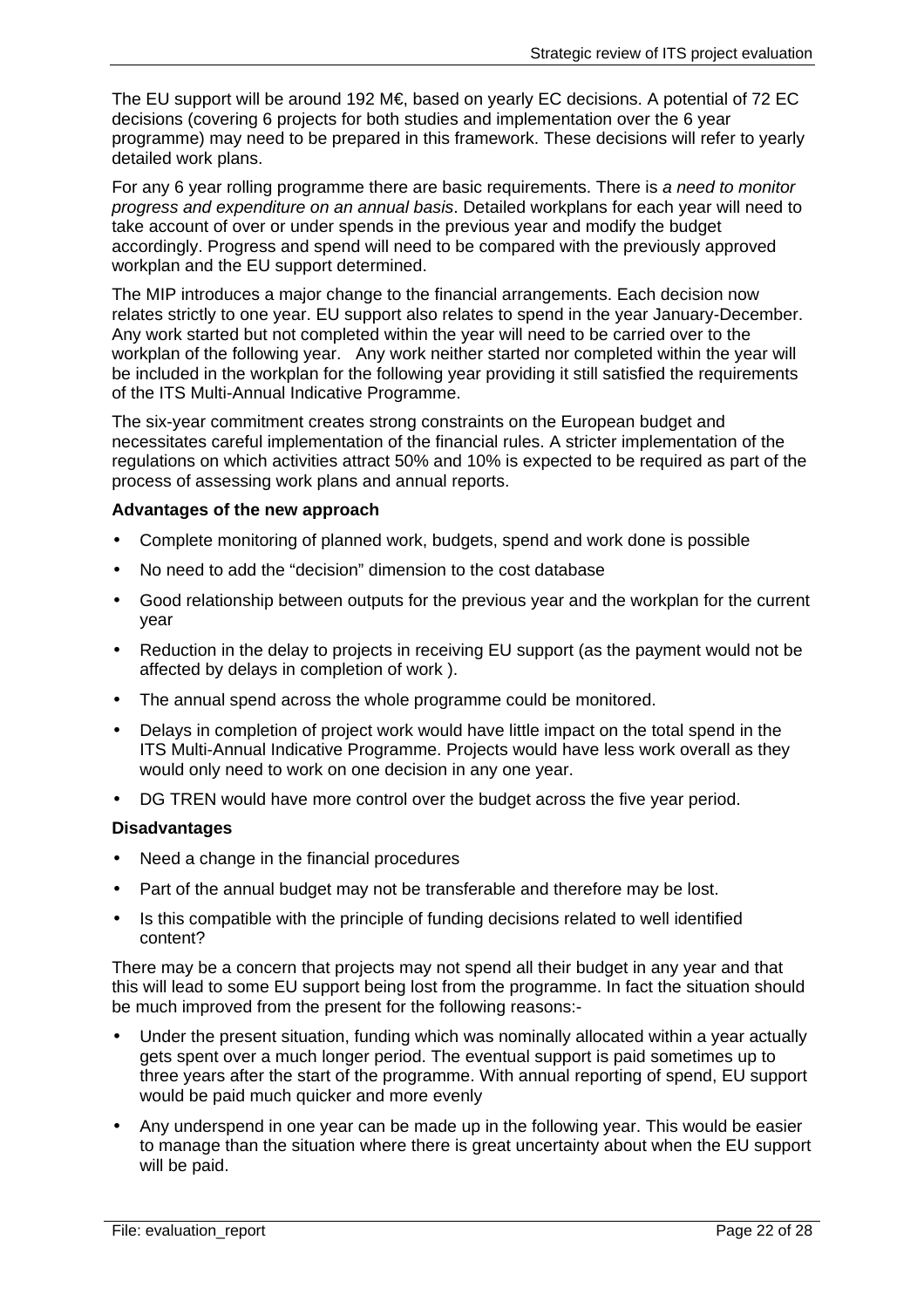The EU support will be around 192 M€, based on yearly EC decisions. A potential of 72 EC decisions (covering 6 projects for both studies and implementation over the 6 year programme) may need to be prepared in this framework. These decisions will refer to yearly detailed work plans.

For any 6 year rolling programme there are basic requirements. There is *a need to monitor progress and expenditure on an annual basis*. Detailed workplans for each year will need to take account of over or under spends in the previous year and modify the budget accordingly. Progress and spend will need to be compared with the previously approved workplan and the EU support determined.

The MIP introduces a major change to the financial arrangements. Each decision now relates strictly to one year. EU support also relates to spend in the year January-December. Any work started but not completed within the year will need to be carried over to the workplan of the following year. Any work neither started nor completed within the year will be included in the workplan for the following year providing it still satisfied the requirements of the ITS Multi-Annual Indicative Programme.

The six-year commitment creates strong constraints on the European budget and necessitates careful implementation of the financial rules. A stricter implementation of the regulations on which activities attract 50% and 10% is expected to be required as part of the process of assessing work plans and annual reports.

**Advantages of the new approach**

- Complete monitoring of planned work, budgets, spend and work done is possible
- No need to add the "decision" dimension to the cost database
- Good relationship between outputs for the previous year and the workplan for the current year
- Reduction in the delay to projects in receiving EU support (as the payment would not be affected by delays in completion of work ).
- The annual spend across the whole programme could be monitored.
- Delays in completion of project work would have little impact on the total spend in the ITS Multi-Annual Indicative Programme. Projects would have less work overall as they would only need to work on one decision in any one year.
- DG TREN would have more control over the budget across the five year period.

**Disadvantages**

- Need a change in the financial procedures
- Part of the annual budget may not be transferable and therefore may be lost.
- Is this compatible with the principle of funding decisions related to well identified content?

There may be a concern that projects may not spend all their budget in any year and that this will lead to some EU support being lost from the programme. In fact the situation should be much improved from the present for the following reasons:-

- Under the present situation, funding which was nominally allocated within a year actually gets spent over a much longer period. The eventual support is paid sometimes up to three years after the start of the programme. With annual reporting of spend, EU support would be paid much quicker and more evenly
- Any underspend in one year can be made up in the following year. This would be easier to manage than the situation where there is great uncertainty about when the EU support will be paid.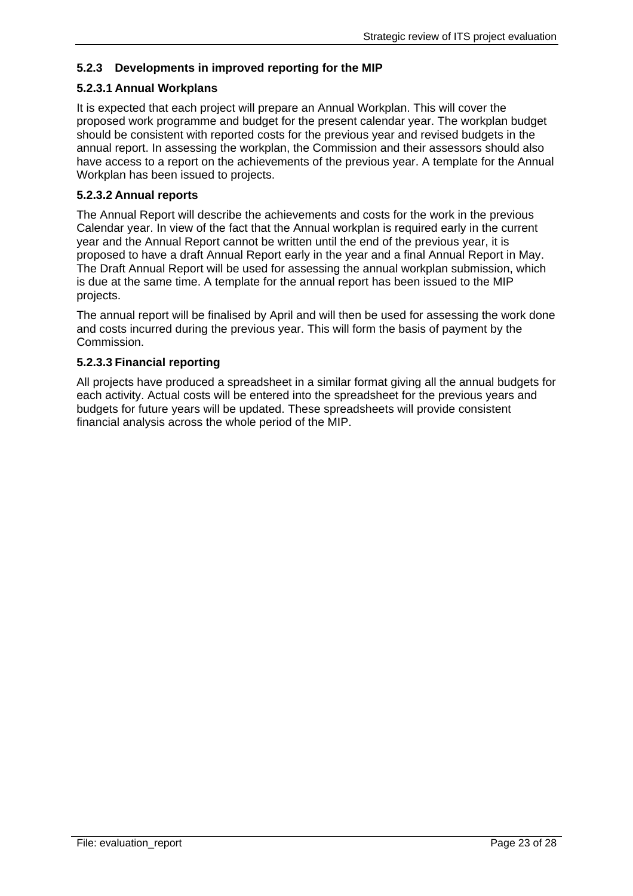### 5.2.3 Developments in improved reporting for the MIP

#### 5.2.3.1 Annual Workplans

It is expected that each project will prepare an Annual Workplan. This will cover the proposed work programme and budget for the present calendar year. The workplan budget should be consistent with reported costs for the previous year and revised budgets in the annual report. In assessing the workplan, the Commission and their assessors should also have access to a report on the achievements of the previous year. A template for the Annual Workplan has been issued to projects.

#### 5.2.3.2 Annual reports

The Annual Report will describe the achievements and costs for the work in the previous Calendar year. In view of the fact that the Annual workplan is required early in the current year and the Annual Report cannot be written until the end of the previous year, it is proposed to have a draft Annual Report early in the year and a final Annual Report in May. The Draft Annual Report will be used for assessing the annual workplan submission, which is due at the same time. A template for the annual report has been issued to the MIP projects.

The annual report will be finalised by April and will then be used for assessing the work done and costs incurred during the previous year. This will form the basis of payment by the Commission.

#### 5.2.3.3 Financial reporting

All projects have produced a spreadsheet in a similar format giving all the annual budgets for each activity. Actual costs will be entered into the spreadsheet for the previous years and budgets for future years will be updated. These spreadsheets will provide consistent financial analysis across the whole period of the MIP.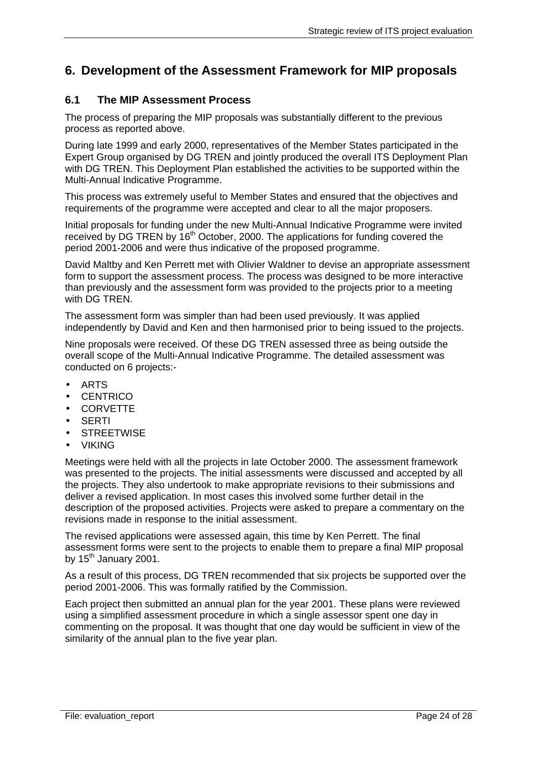# 6. Development of the Assessment Framework for MIP proposals

## 6.1 The MIP Assessment Process

The process of preparing the MIP proposals was substantially different to the previous process as reported above.

During late 1999 and early 2000, representatives of the Member States participated in the Expert Group organised by DG TREN and jointly produced the overall ITS Deployment Plan with DG TREN. This Deployment Plan established the activities to be supported within the Multi-Annual Indicative Programme.

This process was extremely useful to Member States and ensured that the objectives and requirements of the programme were accepted and clear to all the major proposers.

Initial proposals for funding under the new Multi-Annual Indicative Programme were invited received by DG TREN by 16th October, 2000. The applications for funding covered the period 2001-2006 and were thus indicative of the proposed programme.

David Maltby and Ken Perrett met with Olivier Waldner to devise an appropriate assessment form to support the assessment process. The process was designed to be more interactive than previously and the assessment form was provided to the projects prior to a meeting with DG TREN.

The assessment form was simpler than had been used previously. It was applied independently by David and Ken and then harmonised prior to being issued to the projects.

Nine proposals were received. Of these DG TREN assessed three as being outside the overall scope of the Multi-Annual Indicative Programme. The detailed assessment was conducted on 6 projects:-

- ARTS
- CENTRICO
- CORVETTE
- SERTI
- STREETWISE
- VIKING

Meetings were held with all the projects in late October 2000. The assessment framework was presented to the projects. The initial assessments were discussed and accepted by all the projects. They also undertook to make appropriate revisions to their submissions and deliver a revised application. In most cases this involved some further detail in the description of the proposed activities. Projects were asked to prepare a commentary on the revisions made in response to the initial assessment.

The revised applications were assessed again, this time by Ken Perrett. The final assessment forms were sent to the projects to enable them to prepare a final MIP proposal by 15th January 2001.

As a result of this process, DG TREN recommended that six projects be supported over the period 2001-2006. This was formally ratified by the Commission.

Each project then submitted an annual plan for the year 2001. These plans were reviewed using a simplified assessment procedure in which a single assessor spent one day in commenting on the proposal. It was thought that one day would be sufficient in view of the similarity of the annual plan to the five year plan.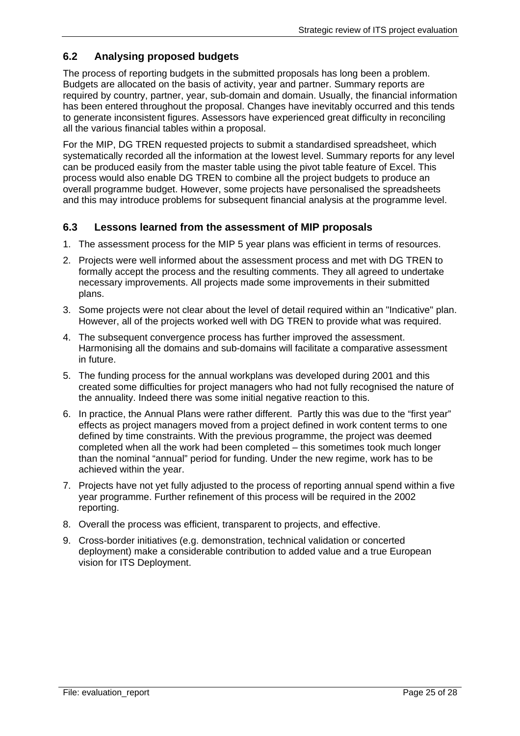## 6.2 Analysing proposed budgets

The process of reporting budgets in the submitted proposals has long been a problem. Budgets are allocated on the basis of activity, year and partner. Summary reports are required by country, partner, year, sub-domain and domain. Usually, the financial information has been entered throughout the proposal. Changes have inevitably occurred and this tends to generate inconsistent figures. Assessors have experienced great difficulty in reconciling all the various financial tables within a proposal.

For the MIP, DG TREN requested projects to submit a standardised spreadsheet, which systematically recorded all the information at the lowest level. Summary reports for any level can be produced easily from the master table using the pivot table feature of Excel. This process would also enable DG TREN to combine all the project budgets to produce an overall programme budget. However, some projects have personalised the spreadsheets and this may introduce problems for subsequent financial analysis at the programme level.

## 6.3 Lessons learned from the assessment of MIP proposals

1. The assessment process for the MIP 5 year plans was efficient in terms of resources.
2. Projects were well informed about the assessment process and met with DG TREN to formally accept the process and the resulting comments. They all agreed to undertake necessary improvements. All projects made some improvements in their submitted plans.
3. Some projects were not clear about the level of detail required within an "Indicative" plan. However, all of the projects worked well with DG TREN to provide what was required.
4. The subsequent convergence process has further improved the assessment. Harmonising all the domains and sub-domains will facilitate a comparative assessment in future.
5. The funding process for the annual workplans was developed during 2001 and this created some difficulties for project managers who had not fully recognised the nature of the annuality. Indeed there was some initial negative reaction to this.
6. In practice, the Annual Plans were rather different. Partly this was due to the "first year" effects as project managers moved from a project defined in work content terms to one defined by time constraints. With the previous programme, the project was deemed completed when all the work had been completed – this sometimes took much longer than the nominal "annual" period for funding. Under the new regime, work has to be achieved within the year.
7. Projects have not yet fully adjusted to the process of reporting annual spend within a five year programme. Further refinement of this process will be required in the 2002 reporting.
8. Overall the process was efficient, transparent to projects, and effective.
9. Cross-border initiatives (e.g. demonstration, technical validation or concerted deployment) make a considerable contribution to added value and a true European vision for ITS Deployment.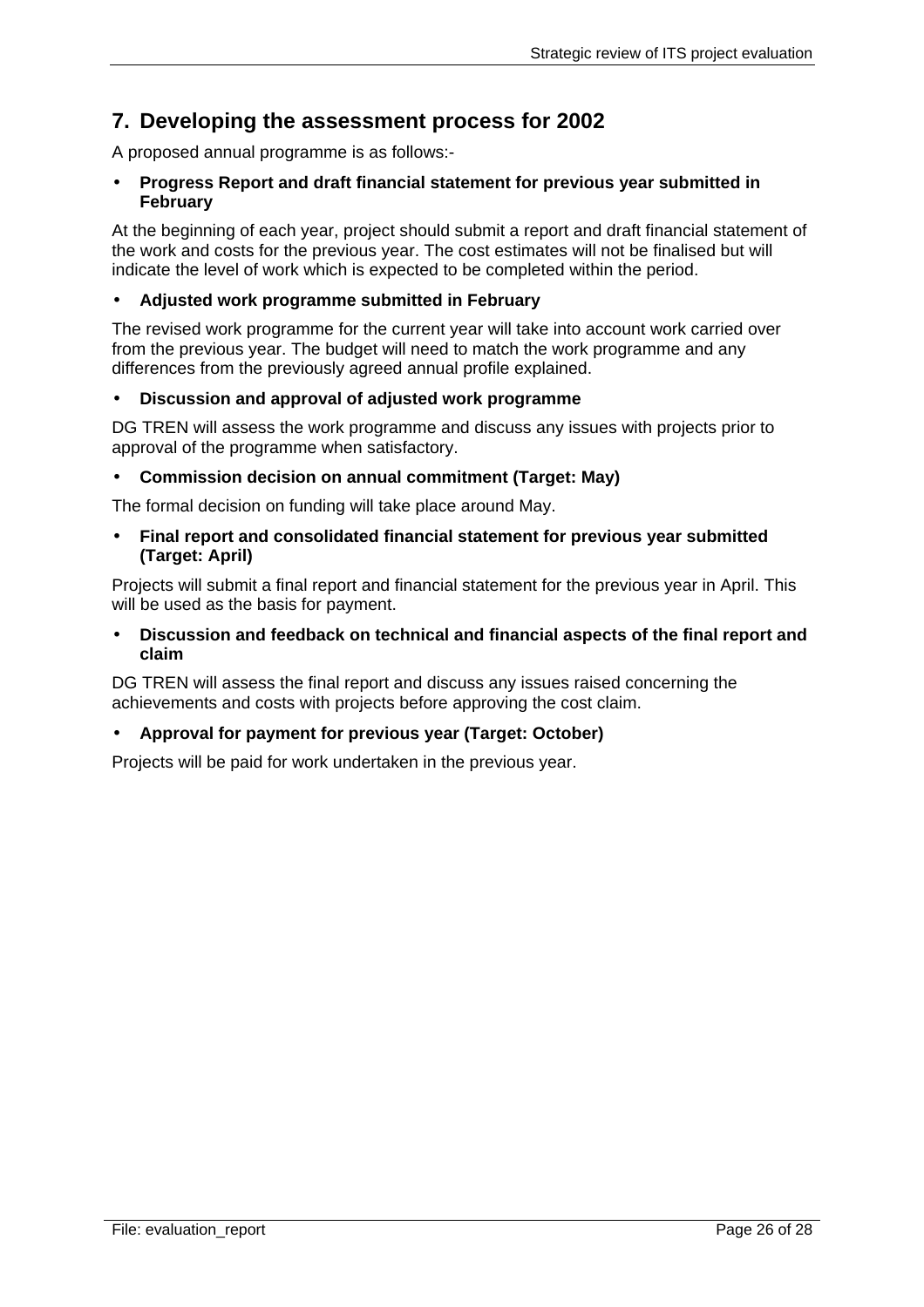# 7. Developing the assessment process for 2002

A proposed annual programme is as follows:-

- **Progress Report and draft financial statement for previous year submitted in February**

At the beginning of each year, project should submit a report and draft financial statement of the work and costs for the previous year. The cost estimates will not be finalised but will indicate the level of work which is expected to be completed within the period.

- **Adjusted work programme submitted in February**

The revised work programme for the current year will take into account work carried over from the previous year. The budget will need to match the work programme and any differences from the previously agreed annual profile explained.

- **Discussion and approval of adjusted work programme**

DG TREN will assess the work programme and discuss any issues with projects prior to approval of the programme when satisfactory.

- **Commission decision on annual commitment (Target: May)**

The formal decision on funding will take place around May.

- **Final report and consolidated financial statement for previous year submitted (Target: April)**

Projects will submit a final report and financial statement for the previous year in April. This will be used as the basis for payment.

- **Discussion and feedback on technical and financial aspects of the final report and claim**

DG TREN will assess the final report and discuss any issues raised concerning the achievements and costs with projects before approving the cost claim.

- **Approval for payment for previous year (Target: October)**

Projects will be paid for work undertaken in the previous year.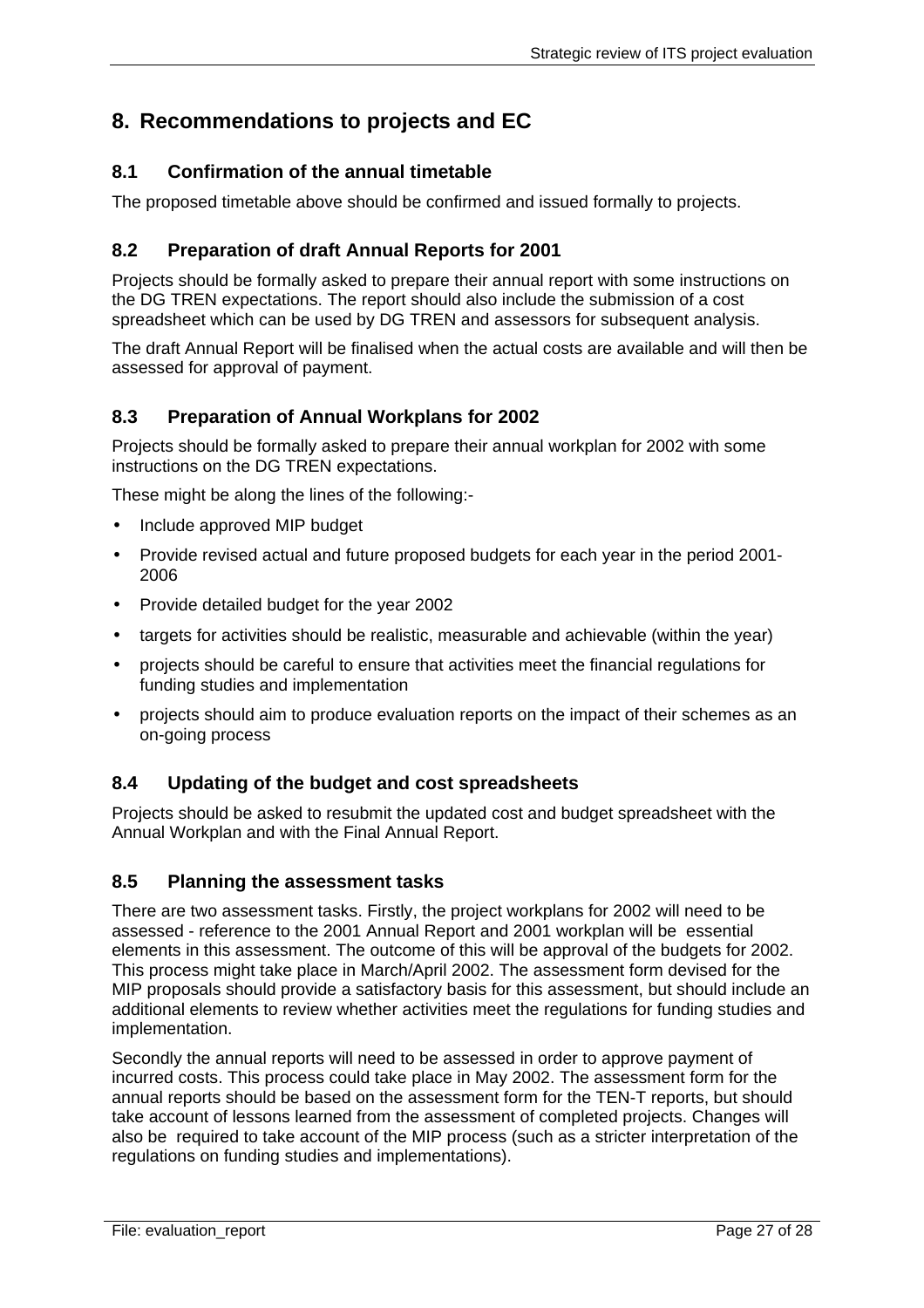# 8. Recommendations to projects and EC

## 8.1 Confirmation of the annual timetable

The proposed timetable above should be confirmed and issued formally to projects.

## 8.2 Preparation of draft Annual Reports for 2001

Projects should be formally asked to prepare their annual report with some instructions on the DG TREN expectations. The report should also include the submission of a cost spreadsheet which can be used by DG TREN and assessors for subsequent analysis.

The draft Annual Report will be finalised when the actual costs are available and will then be assessed for approval of payment.

## 8.3 Preparation of Annual Workplans for 2002

Projects should be formally asked to prepare their annual workplan for 2002 with some instructions on the DG TREN expectations.

These might be along the lines of the following:-

- Include approved MIP budget
- Provide revised actual and future proposed budgets for each year in the period 2001-2006
- Provide detailed budget for the year 2002
- targets for activities should be realistic, measurable and achievable (within the year)
- projects should be careful to ensure that activities meet the financial regulations for funding studies and implementation
- projects should aim to produce evaluation reports on the impact of their schemes as an on-going process

## 8.4 Updating of the budget and cost spreadsheets

Projects should be asked to resubmit the updated cost and budget spreadsheet with the Annual Workplan and with the Final Annual Report.

## 8.5 Planning the assessment tasks

There are two assessment tasks. Firstly, the project workplans for 2002 will need to be assessed - reference to the 2001 Annual Report and 2001 workplan will be essential elements in this assessment. The outcome of this will be approval of the budgets for 2002. This process might take place in March/April 2002. The assessment form devised for the MIP proposals should provide a satisfactory basis for this assessment, but should include an additional elements to review whether activities meet the regulations for funding studies and implementation.

Secondly the annual reports will need to be assessed in order to approve payment of incurred costs. This process could take place in May 2002. The assessment form for the annual reports should be based on the assessment form for the TEN-T reports, but should take account of lessons learned from the assessment of completed projects. Changes will also be required to take account of the MIP process (such as a stricter interpretation of the regulations on funding studies and implementations).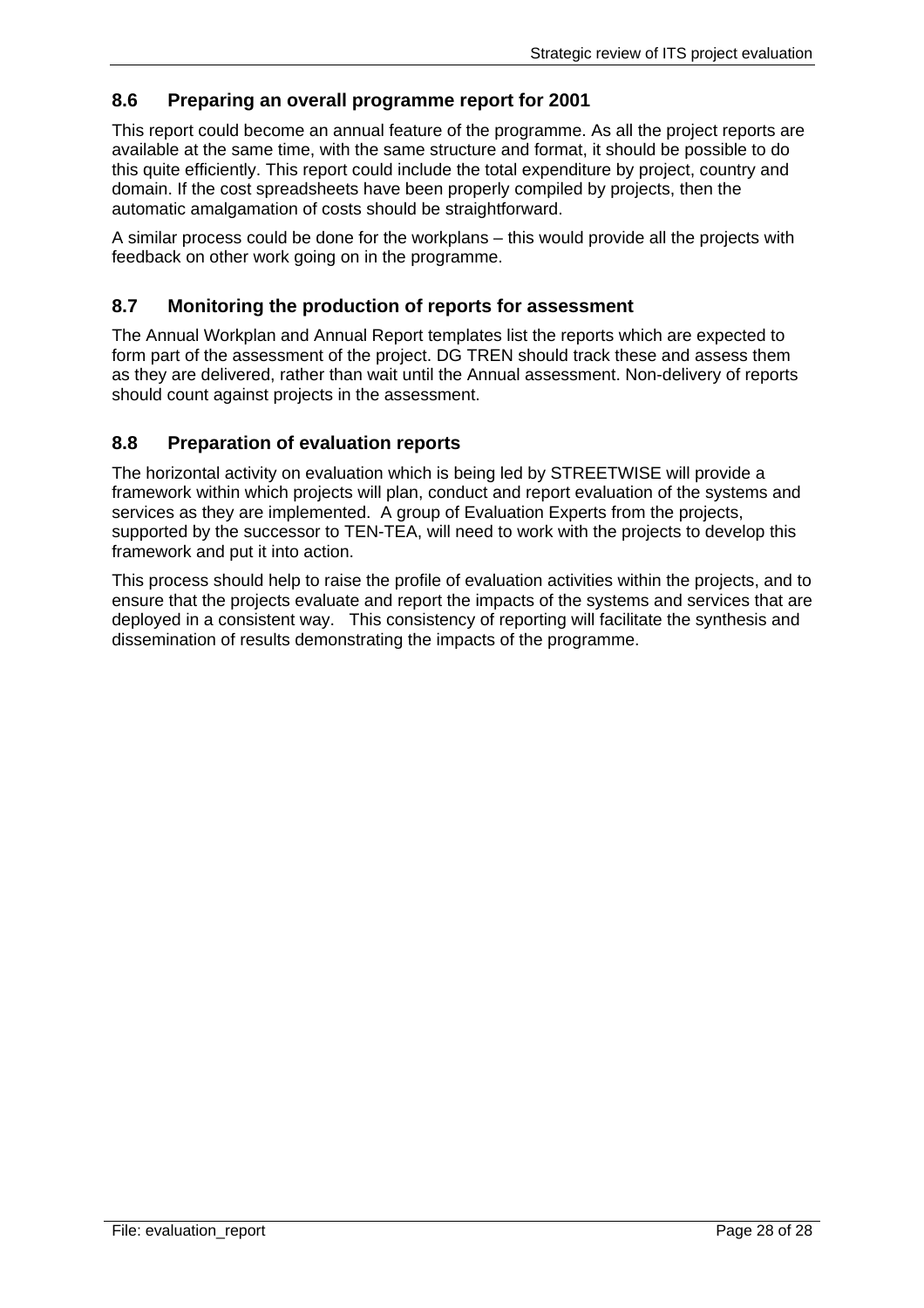## 8.6 Preparing an overall programme report for 2001

This report could become an annual feature of the programme. As all the project reports are available at the same time, with the same structure and format, it should be possible to do this quite efficiently. This report could include the total expenditure by project, country and domain. If the cost spreadsheets have been properly compiled by projects, then the automatic amalgamation of costs should be straightforward.

A similar process could be done for the workplans – this would provide all the projects with feedback on other work going on in the programme.

## 8.7 Monitoring the production of reports for assessment

The Annual Workplan and Annual Report templates list the reports which are expected to form part of the assessment of the project. DG TREN should track these and assess them as they are delivered, rather than wait until the Annual assessment. Non-delivery of reports should count against projects in the assessment.

## 8.8 Preparation of evaluation reports

The horizontal activity on evaluation which is being led by STREETWISE will provide a framework within which projects will plan, conduct and report evaluation of the systems and services as they are implemented. A group of Evaluation Experts from the projects, supported by the successor to TEN-TEA, will need to work with the projects to develop this framework and put it into action.

This process should help to raise the profile of evaluation activities within the projects, and to ensure that the projects evaluate and report the impacts of the systems and services that are deployed in a consistent way. This consistency of reporting will facilitate the synthesis and dissemination of results demonstrating the impacts of the programme.